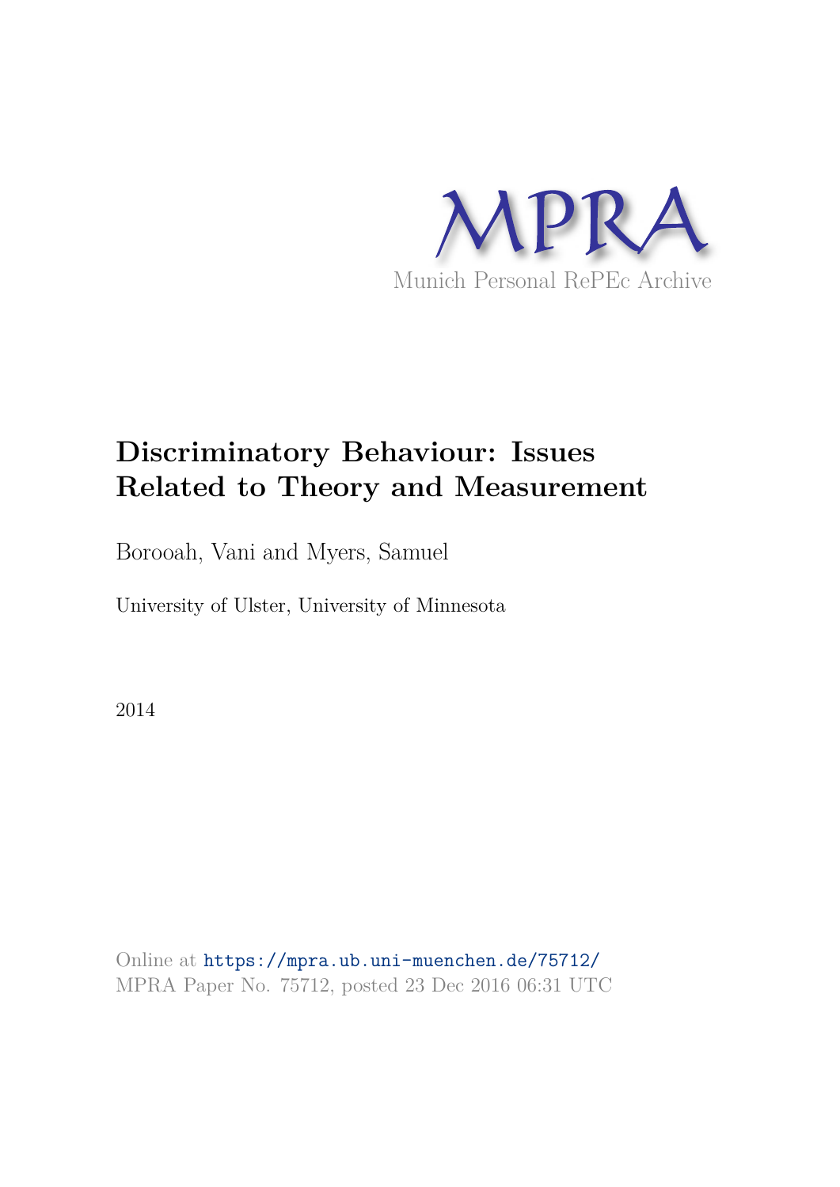MPRA

Munich Personal RePEc Archive

# Discriminatory Behaviour: Issues Related to Theory and Measurement

Borooah, Vani and Myers, Samuel

University of Ulster, University of Minnesota

2014

Online at https://mpra.ub.uni-muenchen.de/75712/
MPRA Paper No. 75712, posted 23 Dec 2016 06:31 UTC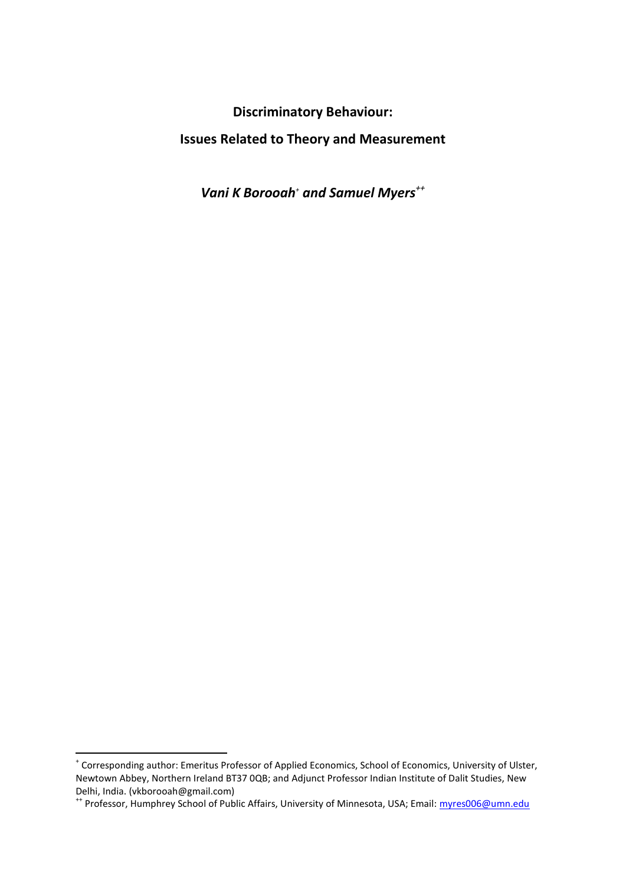**Discriminatory Behaviour:**

**Issues Related to Theory and Measurement**

***Vani K Borooah[+] and Samuel Myers[++]***

---

[+] Corresponding author: Emeritus Professor of Applied Economics, School of Economics, University of Ulster, Newtown Abbey, Northern Ireland BT37 0QB; and Adjunct Professor Indian Institute of Dalit Studies, New Delhi, India. (vkborooah@gmail.com)

[++] Professor, Humphrey School of Public Affairs, University of Minnesota, USA; Email: myres006@umn.edu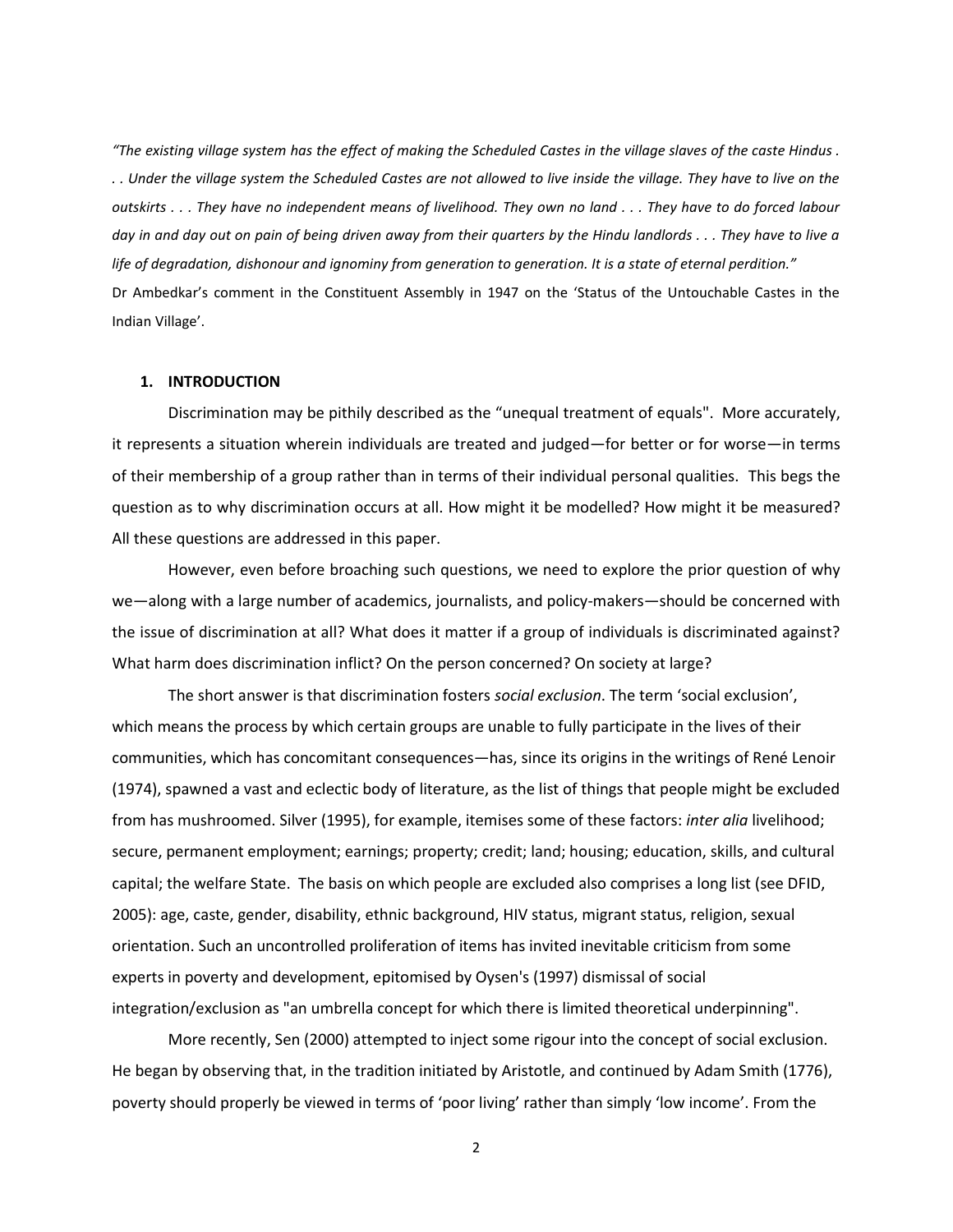*"The existing village system has the effect of making the Scheduled Castes in the village slaves of the caste Hindus . . . Under the village system the Scheduled Castes are not allowed to live inside the village. They have to live on the outskirts . . . They have no independent means of livelihood. They own no land . . . They have to do forced labour day in and day out on pain of being driven away from their quarters by the Hindu landlords . . . They have to live a life of degradation, dishonour and ignominy from generation to generation. It is a state of eternal perdition."*

Dr Ambedkar's comment in the Constituent Assembly in 1947 on the 'Status of the Untouchable Castes in the Indian Village'.

## 1. INTRODUCTION

Discrimination may be pithily described as the "unequal treatment of equals". More accurately, it represents a situation wherein individuals are treated and judged—for better or for worse—in terms of their membership of a group rather than in terms of their individual personal qualities. This begs the question as to why discrimination occurs at all. How might it be modelled? How might it be measured? All these questions are addressed in this paper.

However, even before broaching such questions, we need to explore the prior question of why we—along with a large number of academics, journalists, and policy-makers—should be concerned with the issue of discrimination at all? What does it matter if a group of individuals is discriminated against? What harm does discrimination inflict? On the person concerned? On society at large?

The short answer is that discrimination fosters *social exclusion*. The term 'social exclusion', which means the process by which certain groups are unable to fully participate in the lives of their communities, which has concomitant consequences—has, since its origins in the writings of René Lenoir (1974), spawned a vast and eclectic body of literature, as the list of things that people might be excluded from has mushroomed. Silver (1995), for example, itemises some of these factors: *inter alia* livelihood; secure, permanent employment; earnings; property; credit; land; housing; education, skills, and cultural capital; the welfare State. The basis on which people are excluded also comprises a long list (see DFID, 2005): age, caste, gender, disability, ethnic background, HIV status, migrant status, religion, sexual orientation. Such an uncontrolled proliferation of items has invited inevitable criticism from some experts in poverty and development, epitomised by Oysen's (1997) dismissal of social integration/exclusion as "an umbrella concept for which there is limited theoretical underpinning".

More recently, Sen (2000) attempted to inject some rigour into the concept of social exclusion. He began by observing that, in the tradition initiated by Aristotle, and continued by Adam Smith (1776), poverty should properly be viewed in terms of 'poor living' rather than simply 'low income'. From the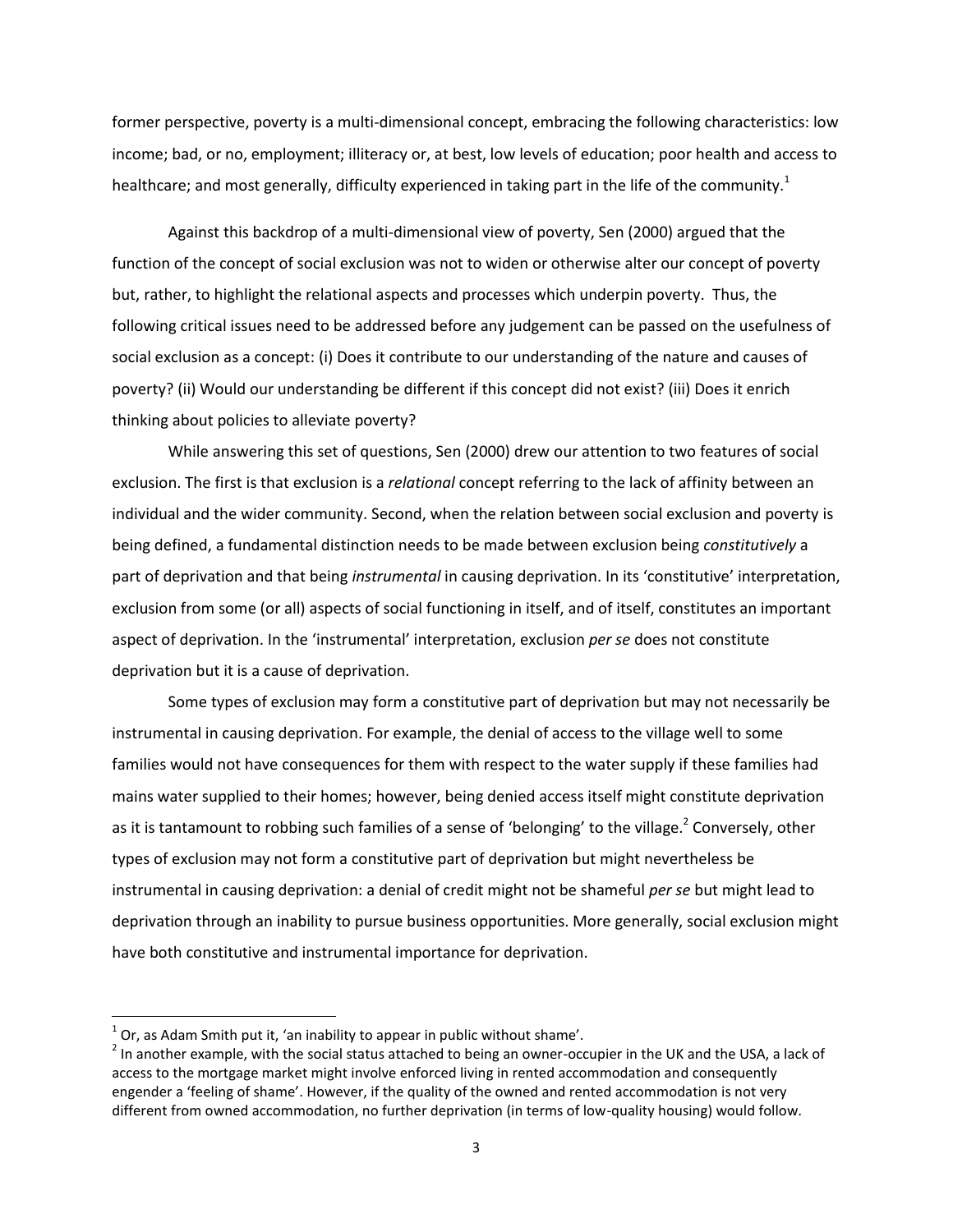former perspective, poverty is a multi-dimensional concept, embracing the following characteristics: low income; bad, or no, employment; illiteracy or, at best, low levels of education; poor health and access to healthcare; and most generally, difficulty experienced in taking part in the life of the community.[1]

Against this backdrop of a multi-dimensional view of poverty, Sen (2000) argued that the function of the concept of social exclusion was not to widen or otherwise alter our concept of poverty but, rather, to highlight the relational aspects and processes which underpin poverty. Thus, the following critical issues need to be addressed before any judgement can be passed on the usefulness of social exclusion as a concept: (i) Does it contribute to our understanding of the nature and causes of poverty? (ii) Would our understanding be different if this concept did not exist? (iii) Does it enrich thinking about policies to alleviate poverty?

While answering this set of questions, Sen (2000) drew our attention to two features of social exclusion. The first is that exclusion is a *relational* concept referring to the lack of affinity between an individual and the wider community. Second, when the relation between social exclusion and poverty is being defined, a fundamental distinction needs to be made between exclusion being *constitutively* a part of deprivation and that being *instrumental* in causing deprivation. In its 'constitutive' interpretation, exclusion from some (or all) aspects of social functioning in itself, and of itself, constitutes an important aspect of deprivation. In the 'instrumental' interpretation, exclusion *per se* does not constitute deprivation but it is a cause of deprivation.

Some types of exclusion may form a constitutive part of deprivation but may not necessarily be instrumental in causing deprivation. For example, the denial of access to the village well to some families would not have consequences for them with respect to the water supply if these families had mains water supplied to their homes; however, being denied access itself might constitute deprivation as it is tantamount to robbing such families of a sense of 'belonging' to the village.[2] Conversely, other types of exclusion may not form a constitutive part of deprivation but might nevertheless be instrumental in causing deprivation: a denial of credit might not be shameful *per se* but might lead to deprivation through an inability to pursue business opportunities. More generally, social exclusion might have both constitutive and instrumental importance for deprivation.

[1] Or, as Adam Smith put it, 'an inability to appear in public without shame'.

[2] In another example, with the social status attached to being an owner-occupier in the UK and the USA, a lack of access to the mortgage market might involve enforced living in rented accommodation and consequently engender a 'feeling of shame'. However, if the quality of the owned and rented accommodation is not very different from owned accommodation, no further deprivation (in terms of low-quality housing) would follow.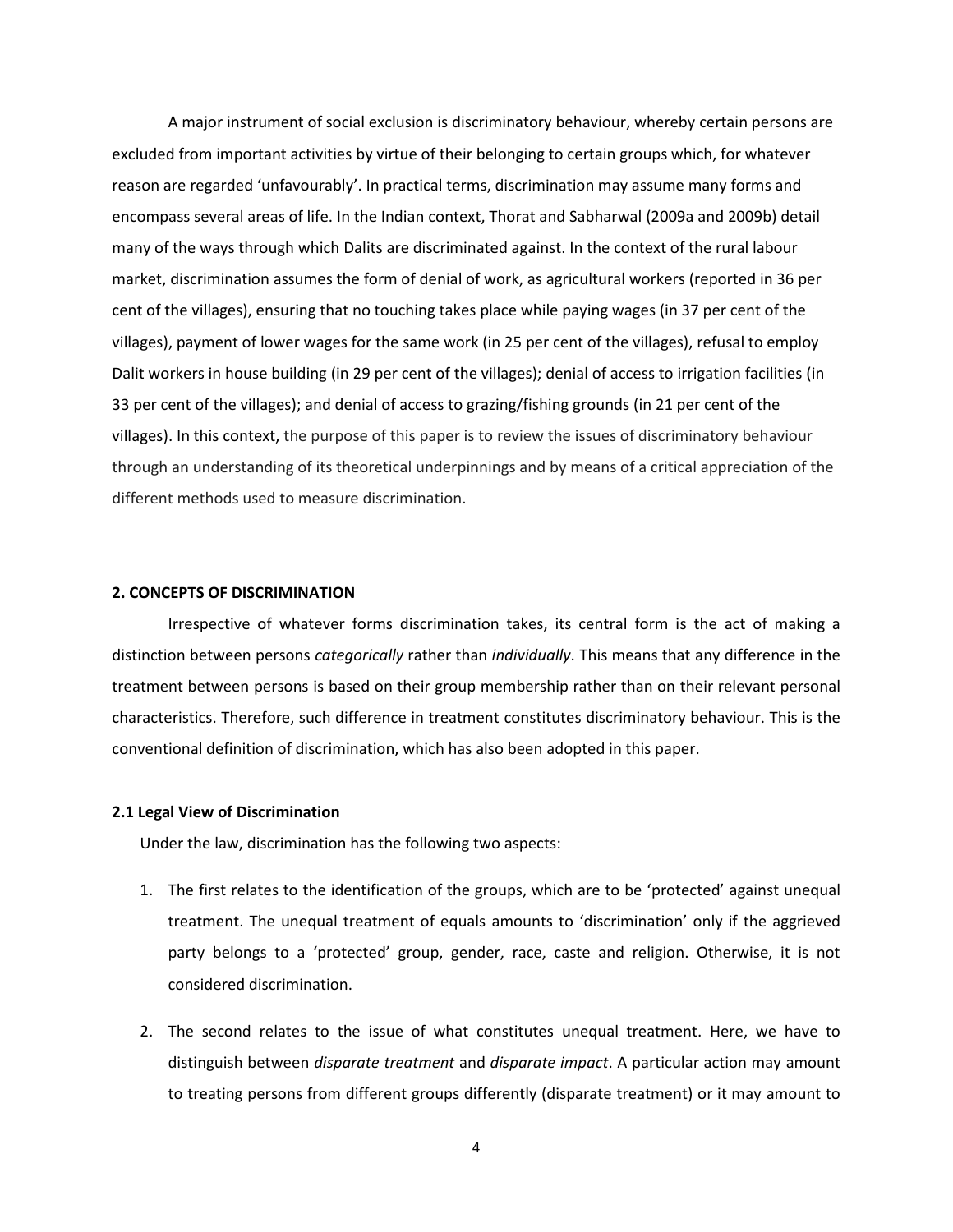A major instrument of social exclusion is discriminatory behaviour, whereby certain persons are excluded from important activities by virtue of their belonging to certain groups which, for whatever reason are regarded 'unfavourably'. In practical terms, discrimination may assume many forms and encompass several areas of life. In the Indian context, Thorat and Sabharwal (2009a and 2009b) detail many of the ways through which Dalits are discriminated against. In the context of the rural labour market, discrimination assumes the form of denial of work, as agricultural workers (reported in 36 per cent of the villages), ensuring that no touching takes place while paying wages (in 37 per cent of the villages), payment of lower wages for the same work (in 25 per cent of the villages), refusal to employ Dalit workers in house building (in 29 per cent of the villages); denial of access to irrigation facilities (in 33 per cent of the villages); and denial of access to grazing/fishing grounds (in 21 per cent of the villages). In this context, the purpose of this paper is to review the issues of discriminatory behaviour through an understanding of its theoretical underpinnings and by means of a critical appreciation of the different methods used to measure discrimination.

## 2. CONCEPTS OF DISCRIMINATION

Irrespective of whatever forms discrimination takes, its central form is the act of making a distinction between persons *categorically* rather than *individually*. This means that any difference in the treatment between persons is based on their group membership rather than on their relevant personal characteristics. Therefore, such difference in treatment constitutes discriminatory behaviour. This is the conventional definition of discrimination, which has also been adopted in this paper.

### 2.1 Legal View of Discrimination

Under the law, discrimination has the following two aspects:

1. The first relates to the identification of the groups, which are to be 'protected' against unequal treatment. The unequal treatment of equals amounts to 'discrimination' only if the aggrieved party belongs to a 'protected' group, gender, race, caste and religion. Otherwise, it is not considered discrimination.
2. The second relates to the issue of what constitutes unequal treatment. Here, we have to distinguish between *disparate treatment* and *disparate impact*. A particular action may amount to treating persons from different groups differently (disparate treatment) or it may amount to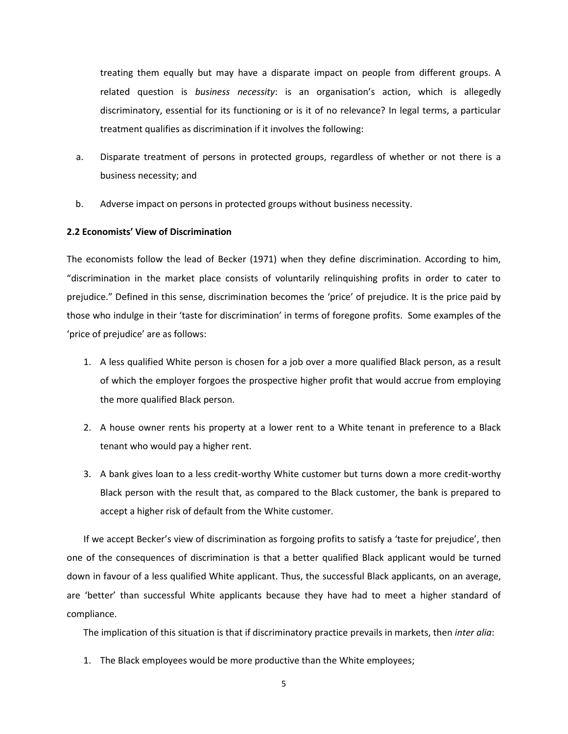treating them equally but may have a disparate impact on people from different groups. A related question is *business necessity*: is an organisation's action, which is allegedly discriminatory, essential for its functioning or is it of no relevance? In legal terms, a particular treatment qualifies as discrimination if it involves the following:

a. Disparate treatment of persons in protected groups, regardless of whether or not there is a business necessity; and

b. Adverse impact on persons in protected groups without business necessity.

**2.2 Economists' View of Discrimination**

The economists follow the lead of Becker (1971) when they define discrimination. According to him, "discrimination in the market place consists of voluntarily relinquishing profits in order to cater to prejudice." Defined in this sense, discrimination becomes the 'price' of prejudice. It is the price paid by those who indulge in their 'taste for discrimination' in terms of foregone profits. Some examples of the 'price of prejudice' are as follows:

1. A less qualified White person is chosen for a job over a more qualified Black person, as a result of which the employer forgoes the prospective higher profit that would accrue from employing the more qualified Black person.
2. A house owner rents his property at a lower rent to a White tenant in preference to a Black tenant who would pay a higher rent.
3. A bank gives loan to a less credit-worthy White customer but turns down a more credit-worthy Black person with the result that, as compared to the Black customer, the bank is prepared to accept a higher risk of default from the White customer.

If we accept Becker's view of discrimination as forgoing profits to satisfy a 'taste for prejudice', then one of the consequences of discrimination is that a better qualified Black applicant would be turned down in favour of a less qualified White applicant. Thus, the successful Black applicants, on an average, are 'better' than successful White applicants because they have had to meet a higher standard of compliance.

The implication of this situation is that if discriminatory practice prevails in markets, then *inter alia*:

1. The Black employees would be more productive than the White employees;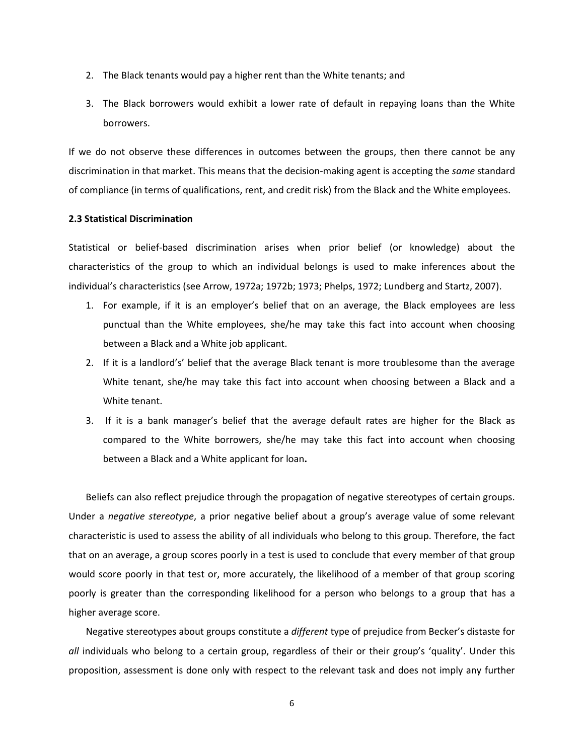2. The Black tenants would pay a higher rent than the White tenants; and

3. The Black borrowers would exhibit a lower rate of default in repaying loans than the White borrowers.

If we do not observe these differences in outcomes between the groups, then there cannot be any discrimination in that market. This means that the decision-making agent is accepting the *same* standard of compliance (in terms of qualifications, rent, and credit risk) from the Black and the White employees.

### 2.3 Statistical Discrimination

Statistical or belief-based discrimination arises when prior belief (or knowledge) about the characteristics of the group to which an individual belongs is used to make inferences about the individual's characteristics (see Arrow, 1972a; 1972b; 1973; Phelps, 1972; Lundberg and Startz, 2007).

1. For example, if it is an employer's belief that on an average, the Black employees are less punctual than the White employees, she/he may take this fact into account when choosing between a Black and a White job applicant.
2. If it is a landlord's' belief that the average Black tenant is more troublesome than the average White tenant, she/he may take this fact into account when choosing between a Black and a White tenant.
3. If it is a bank manager's belief that the average default rates are higher for the Black as compared to the White borrowers, she/he may take this fact into account when choosing between a Black and a White applicant for loan**.**

Beliefs can also reflect prejudice through the propagation of negative stereotypes of certain groups. Under a *negative stereotype*, a prior negative belief about a group's average value of some relevant characteristic is used to assess the ability of all individuals who belong to this group. Therefore, the fact that on an average, a group scores poorly in a test is used to conclude that every member of that group would score poorly in that test or, more accurately, the likelihood of a member of that group scoring poorly is greater than the corresponding likelihood for a person who belongs to a group that has a higher average score.

Negative stereotypes about groups constitute a *different* type of prejudice from Becker's distaste for *all* individuals who belong to a certain group, regardless of their or their group's 'quality'. Under this proposition, assessment is done only with respect to the relevant task and does not imply any further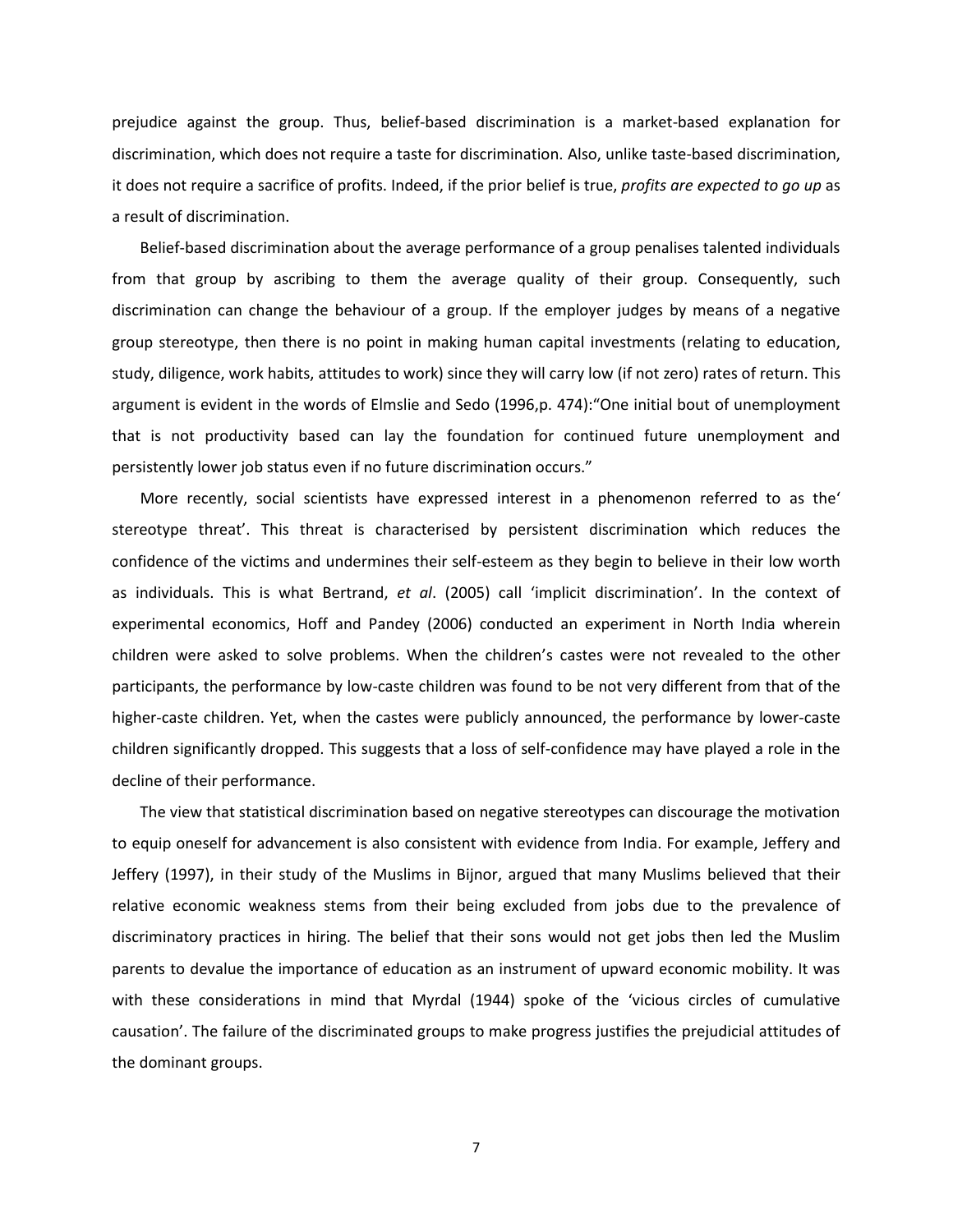prejudice against the group. Thus, belief-based discrimination is a market-based explanation for discrimination, which does not require a taste for discrimination. Also, unlike taste-based discrimination, it does not require a sacrifice of profits. Indeed, if the prior belief is true, *profits are expected to go up* as a result of discrimination.

Belief-based discrimination about the average performance of a group penalises talented individuals from that group by ascribing to them the average quality of their group. Consequently, such discrimination can change the behaviour of a group. If the employer judges by means of a negative group stereotype, then there is no point in making human capital investments (relating to education, study, diligence, work habits, attitudes to work) since they will carry low (if not zero) rates of return. This argument is evident in the words of Elmslie and Sedo (1996,p. 474):"One initial bout of unemployment that is not productivity based can lay the foundation for continued future unemployment and persistently lower job status even if no future discrimination occurs."

More recently, social scientists have expressed interest in a phenomenon referred to as the' stereotype threat'. This threat is characterised by persistent discrimination which reduces the confidence of the victims and undermines their self-esteem as they begin to believe in their low worth as individuals. This is what Bertrand, *et al*. (2005) call 'implicit discrimination'. In the context of experimental economics, Hoff and Pandey (2006) conducted an experiment in North India wherein children were asked to solve problems. When the children's castes were not revealed to the other participants, the performance by low-caste children was found to be not very different from that of the higher-caste children. Yet, when the castes were publicly announced, the performance by lower-caste children significantly dropped. This suggests that a loss of self-confidence may have played a role in the decline of their performance.

The view that statistical discrimination based on negative stereotypes can discourage the motivation to equip oneself for advancement is also consistent with evidence from India. For example, Jeffery and Jeffery (1997), in their study of the Muslims in Bijnor, argued that many Muslims believed that their relative economic weakness stems from their being excluded from jobs due to the prevalence of discriminatory practices in hiring. The belief that their sons would not get jobs then led the Muslim parents to devalue the importance of education as an instrument of upward economic mobility. It was with these considerations in mind that Myrdal (1944) spoke of the 'vicious circles of cumulative causation'. The failure of the discriminated groups to make progress justifies the prejudicial attitudes of the dominant groups.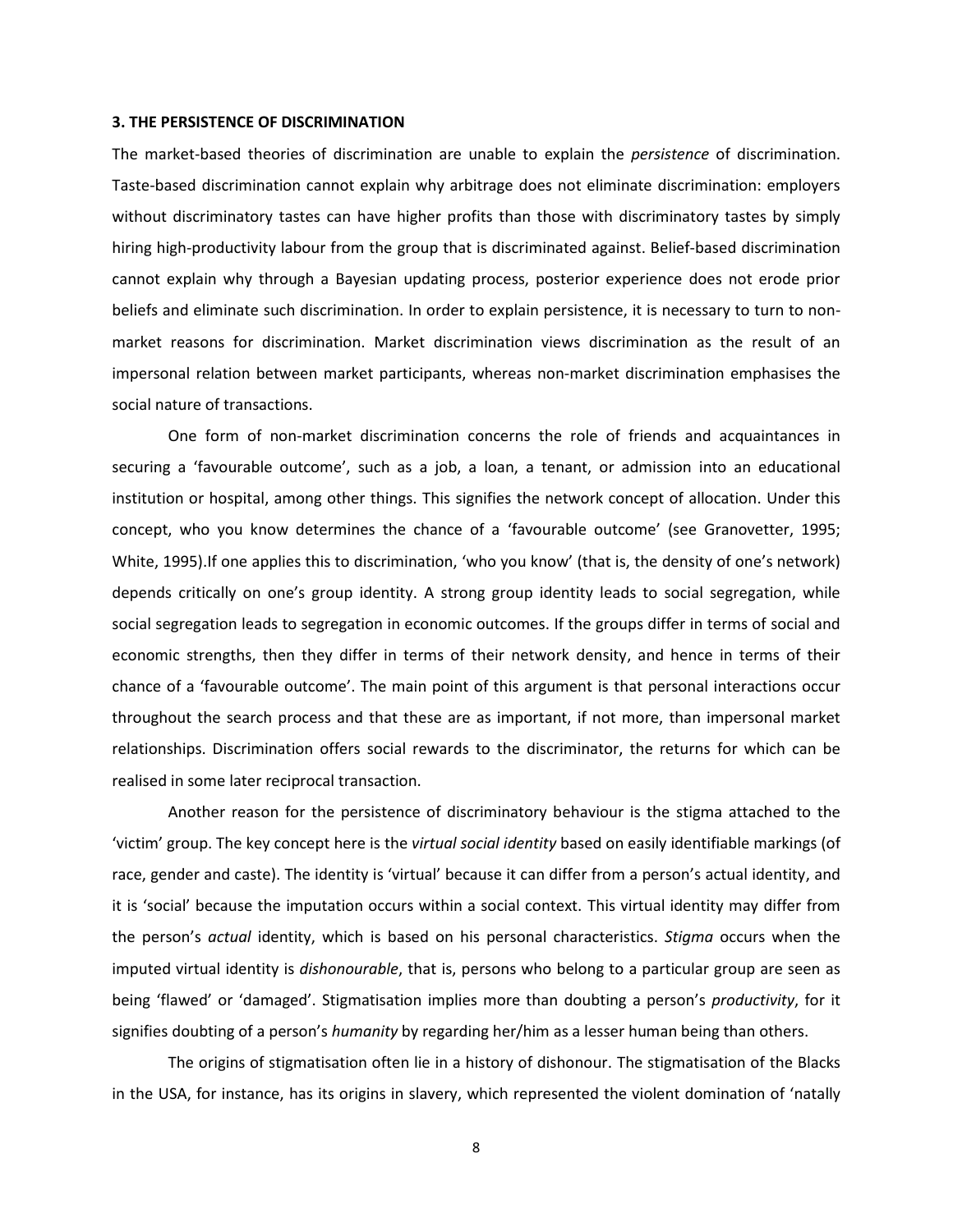### 3. THE PERSISTENCE OF DISCRIMINATION

The market-based theories of discrimination are unable to explain the *persistence* of discrimination. Taste-based discrimination cannot explain why arbitrage does not eliminate discrimination: employers without discriminatory tastes can have higher profits than those with discriminatory tastes by simply hiring high-productivity labour from the group that is discriminated against. Belief-based discrimination cannot explain why through a Bayesian updating process, posterior experience does not erode prior beliefs and eliminate such discrimination. In order to explain persistence, it is necessary to turn to non-market reasons for discrimination. Market discrimination views discrimination as the result of an impersonal relation between market participants, whereas non-market discrimination emphasises the social nature of transactions.

One form of non-market discrimination concerns the role of friends and acquaintances in securing a 'favourable outcome', such as a job, a loan, a tenant, or admission into an educational institution or hospital, among other things. This signifies the network concept of allocation. Under this concept, who you know determines the chance of a 'favourable outcome' (see Granovetter, 1995; White, 1995).If one applies this to discrimination, 'who you know' (that is, the density of one's network) depends critically on one's group identity. A strong group identity leads to social segregation, while social segregation leads to segregation in economic outcomes. If the groups differ in terms of social and economic strengths, then they differ in terms of their network density, and hence in terms of their chance of a 'favourable outcome'. The main point of this argument is that personal interactions occur throughout the search process and that these are as important, if not more, than impersonal market relationships. Discrimination offers social rewards to the discriminator, the returns for which can be realised in some later reciprocal transaction.

Another reason for the persistence of discriminatory behaviour is the stigma attached to the 'victim' group. The key concept here is the *virtual social identity* based on easily identifiable markings (of race, gender and caste). The identity is 'virtual' because it can differ from a person's actual identity, and it is 'social' because the imputation occurs within a social context. This virtual identity may differ from the person's *actual* identity, which is based on his personal characteristics. *Stigma* occurs when the imputed virtual identity is *dishonourable*, that is, persons who belong to a particular group are seen as being 'flawed' or 'damaged'. Stigmatisation implies more than doubting a person's *productivity*, for it signifies doubting of a person's *humanity* by regarding her/him as a lesser human being than others.

The origins of stigmatisation often lie in a history of dishonour. The stigmatisation of the Blacks in the USA, for instance, has its origins in slavery, which represented the violent domination of 'natally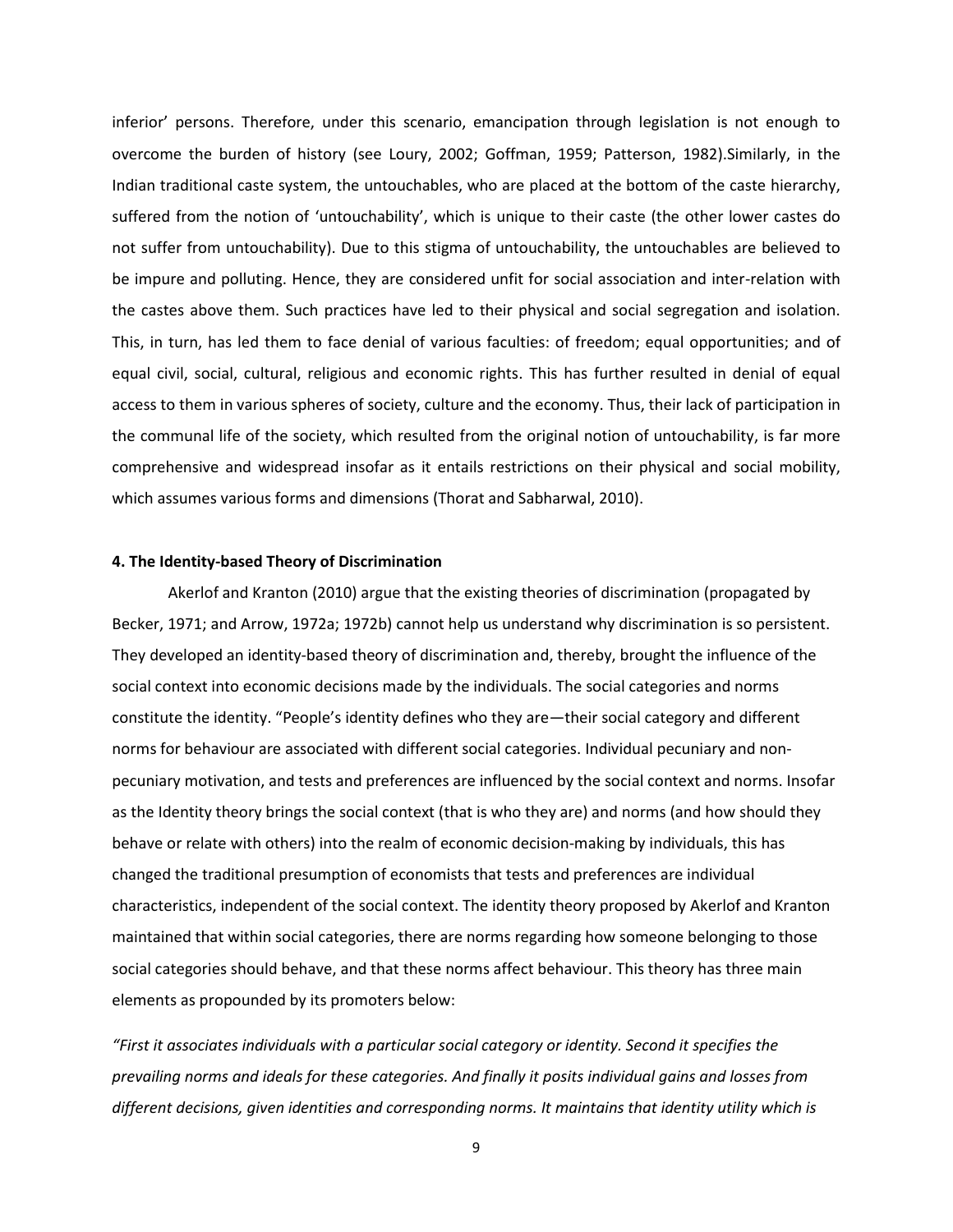inferior' persons. Therefore, under this scenario, emancipation through legislation is not enough to overcome the burden of history (see Loury, 2002; Goffman, 1959; Patterson, 1982).Similarly, in the Indian traditional caste system, the untouchables, who are placed at the bottom of the caste hierarchy, suffered from the notion of 'untouchability', which is unique to their caste (the other lower castes do not suffer from untouchability). Due to this stigma of untouchability, the untouchables are believed to be impure and polluting. Hence, they are considered unfit for social association and inter-relation with the castes above them. Such practices have led to their physical and social segregation and isolation. This, in turn, has led them to face denial of various faculties: of freedom; equal opportunities; and of equal civil, social, cultural, religious and economic rights. This has further resulted in denial of equal access to them in various spheres of society, culture and the economy. Thus, their lack of participation in the communal life of the society, which resulted from the original notion of untouchability, is far more comprehensive and widespread insofar as it entails restrictions on their physical and social mobility, which assumes various forms and dimensions (Thorat and Sabharwal, 2010).

**4. The Identity-based Theory of Discrimination**

Akerlof and Kranton (2010) argue that the existing theories of discrimination (propagated by Becker, 1971; and Arrow, 1972a; 1972b) cannot help us understand why discrimination is so persistent. They developed an identity-based theory of discrimination and, thereby, brought the influence of the social context into economic decisions made by the individuals. The social categories and norms constitute the identity. "People's identity defines who they are—their social category and different norms for behaviour are associated with different social categories. Individual pecuniary and non-pecuniary motivation, and tests and preferences are influenced by the social context and norms. Insofar as the Identity theory brings the social context (that is who they are) and norms (and how should they behave or relate with others) into the realm of economic decision-making by individuals, this has changed the traditional presumption of economists that tests and preferences are individual characteristics, independent of the social context. The identity theory proposed by Akerlof and Kranton maintained that within social categories, there are norms regarding how someone belonging to those social categories should behave, and that these norms affect behaviour. This theory has three main elements as propounded by its promoters below:

*"First it associates individuals with a particular social category or identity. Second it specifies the prevailing norms and ideals for these categories. And finally it posits individual gains and losses from different decisions, given identities and corresponding norms. It maintains that identity utility which is*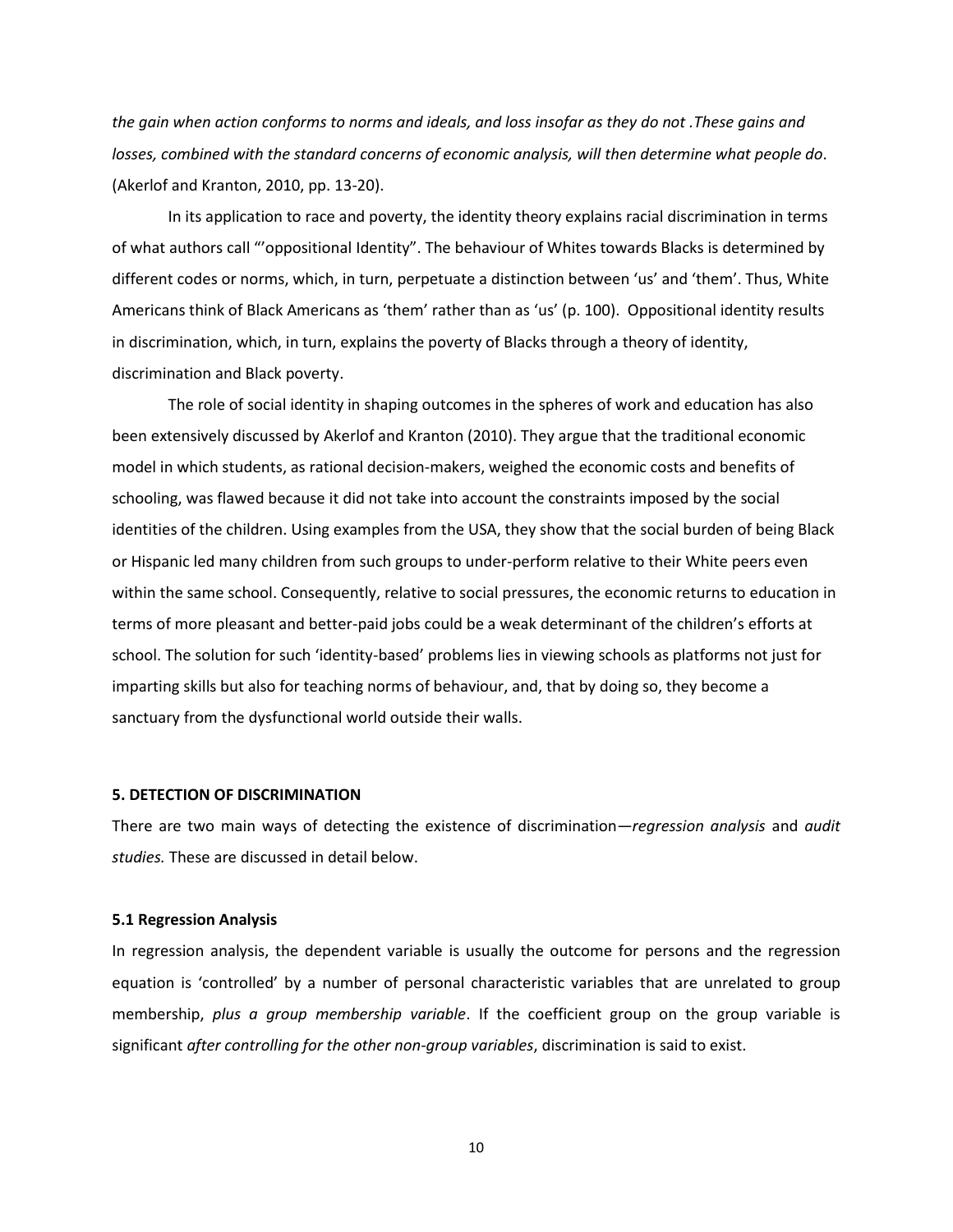*the gain when action conforms to norms and ideals, and loss insofar as they do not .These gains and losses, combined with the standard concerns of economic analysis, will then determine what people do*. (Akerlof and Kranton, 2010, pp. 13-20).

In its application to race and poverty, the identity theory explains racial discrimination in terms of what authors call "'oppositional Identity". The behaviour of Whites towards Blacks is determined by different codes or norms, which, in turn, perpetuate a distinction between 'us' and 'them'. Thus, White Americans think of Black Americans as 'them' rather than as 'us' (p. 100). Oppositional identity results in discrimination, which, in turn, explains the poverty of Blacks through a theory of identity, discrimination and Black poverty.

The role of social identity in shaping outcomes in the spheres of work and education has also been extensively discussed by Akerlof and Kranton (2010). They argue that the traditional economic model in which students, as rational decision-makers, weighed the economic costs and benefits of schooling, was flawed because it did not take into account the constraints imposed by the social identities of the children. Using examples from the USA, they show that the social burden of being Black or Hispanic led many children from such groups to under-perform relative to their White peers even within the same school. Consequently, relative to social pressures, the economic returns to education in terms of more pleasant and better-paid jobs could be a weak determinant of the children's efforts at school. The solution for such 'identity-based' problems lies in viewing schools as platforms not just for imparting skills but also for teaching norms of behaviour, and, that by doing so, they become a sanctuary from the dysfunctional world outside their walls.

## 5. DETECTION OF DISCRIMINATION

There are two main ways of detecting the existence of discrimination—*regression analysis* and *audit studies.* These are discussed in detail below.

### 5.1 Regression Analysis

In regression analysis, the dependent variable is usually the outcome for persons and the regression equation is 'controlled' by a number of personal characteristic variables that are unrelated to group membership, *plus a group membership variable*. If the coefficient group on the group variable is significant *after controlling for the other non-group variables*, discrimination is said to exist.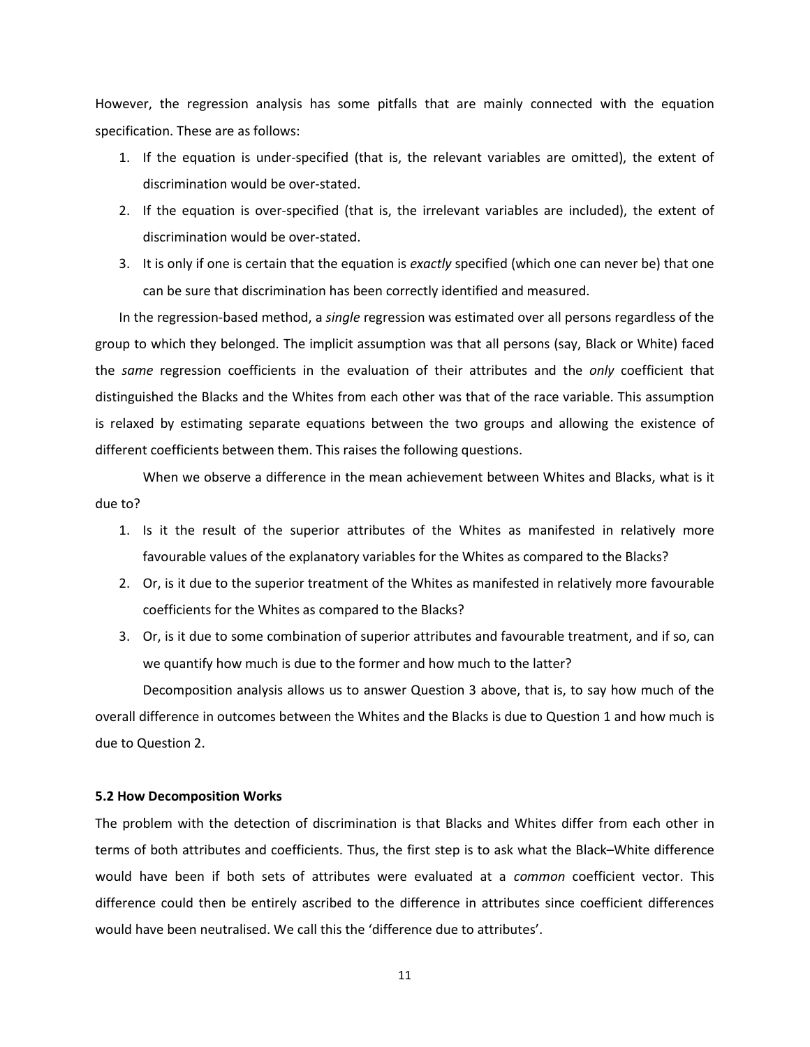However, the regression analysis has some pitfalls that are mainly connected with the equation specification. These are as follows:

1. If the equation is under-specified (that is, the relevant variables are omitted), the extent of discrimination would be over-stated.
2. If the equation is over-specified (that is, the irrelevant variables are included), the extent of discrimination would be over-stated.
3. It is only if one is certain that the equation is *exactly* specified (which one can never be) that one can be sure that discrimination has been correctly identified and measured.

In the regression-based method, a *single* regression was estimated over all persons regardless of the group to which they belonged. The implicit assumption was that all persons (say, Black or White) faced the *same* regression coefficients in the evaluation of their attributes and the *only* coefficient that distinguished the Blacks and the Whites from each other was that of the race variable. This assumption is relaxed by estimating separate equations between the two groups and allowing the existence of different coefficients between them. This raises the following questions.

When we observe a difference in the mean achievement between Whites and Blacks, what is it due to?

1. Is it the result of the superior attributes of the Whites as manifested in relatively more favourable values of the explanatory variables for the Whites as compared to the Blacks?
2. Or, is it due to the superior treatment of the Whites as manifested in relatively more favourable coefficients for the Whites as compared to the Blacks?
3. Or, is it due to some combination of superior attributes and favourable treatment, and if so, can we quantify how much is due to the former and how much to the latter?

Decomposition analysis allows us to answer Question 3 above, that is, to say how much of the overall difference in outcomes between the Whites and the Blacks is due to Question 1 and how much is due to Question 2.

### 5.2 How Decomposition Works

The problem with the detection of discrimination is that Blacks and Whites differ from each other in terms of both attributes and coefficients. Thus, the first step is to ask what the Black–White difference would have been if both sets of attributes were evaluated at a *common* coefficient vector. This difference could then be entirely ascribed to the difference in attributes since coefficient differences would have been neutralised. We call this the 'difference due to attributes'.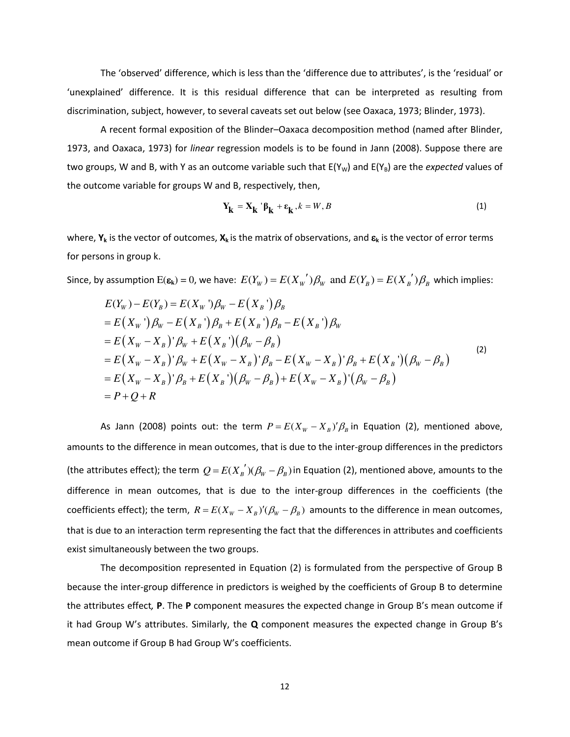The 'observed' difference, which is less than the 'difference due to attributes', is the 'residual' or 'unexplained' difference. It is this residual difference that can be interpreted as resulting from discrimination, subject, however, to several caveats set out below (see Oaxaca, 1973; Blinder, 1973).

A recent formal exposition of the Blinder–Oaxaca decomposition method (named after Blinder, 1973, and Oaxaca, 1973) for *linear* regression models is to be found in Jann (2008). Suppose there are two groups, W and B, with Y as an outcome variable such that $E(Y_W)$ and $E(Y_B)$ are the *expected* values of the outcome variable for groups W and B, respectively, then,

$$\mathbf{Y_k} = \mathbf{X_k}'\boldsymbol{\beta}_\mathbf{k} + \boldsymbol{\varepsilon}_\mathbf{k}, k = W, B \tag{1}$$

where, $\mathbf{Y_k}$ is the vector of outcomes, $\mathbf{X_k}$ is the matrix of observations, and $\boldsymbol{\varepsilon}_\mathbf{k}$ is the vector of error terms for persons in group k.

Since, by assumption $E(\boldsymbol{\varepsilon}_\mathbf{k}) = 0$, we have: $E(Y_W) = E(X_W{}')\beta_W$ and $E(Y_B) = E(X_B{}')\beta_B$ which implies:

$$\begin{aligned}
E(Y_W) - E(Y_B) &= E(X_W{}')\beta_W - E(X_B{}')\beta_B \\
&= E(X_W{}')\beta_W - E(X_B{}')\beta_B + E(X_B{}')\beta_B - E(X_B{}')\beta_W \\
&= E(X_W - X_B)'\beta_W + E(X_B{}')(\beta_W - \beta_B) \\
&= E(X_W - X_B)'\beta_W + E(X_W - X_B)'\beta_B - E(X_W - X_B)'\beta_B + E(X_B{}')(\beta_W - \beta_B) \\
&= E(X_W - X_B)'\beta_B + E(X_B{}')(\beta_W - \beta_B) + E(X_W - X_B)'(\beta_W - \beta_B) \\
&= P + Q + R
\end{aligned} \tag{2}$$

As Jann (2008) points out: the term $P = E(X_W - X_B)'\beta_B$ in Equation (2), mentioned above, amounts to the difference in mean outcomes, that is due to the inter-group differences in the predictors (the attributes effect); the term $Q = E(X_B{}')(\beta_W - \beta_B)$ in Equation (2), mentioned above, amounts to the difference in mean outcomes, that is due to the inter-group differences in the coefficients (the coefficients effect); the term, $R = E(X_W - X_B)'(\beta_W - \beta_B)$ amounts to the difference in mean outcomes, that is due to an interaction term representing the fact that the differences in attributes and coefficients exist simultaneously between the two groups.

The decomposition represented in Equation (2) is formulated from the perspective of Group B because the inter-group difference in predictors is weighed by the coefficients of Group B to determine the attributes effect*,* **P**. The **P** component measures the expected change in Group B's mean outcome if it had Group W's attributes. Similarly, the **Q** component measures the expected change in Group B's mean outcome if Group B had Group W's coefficients.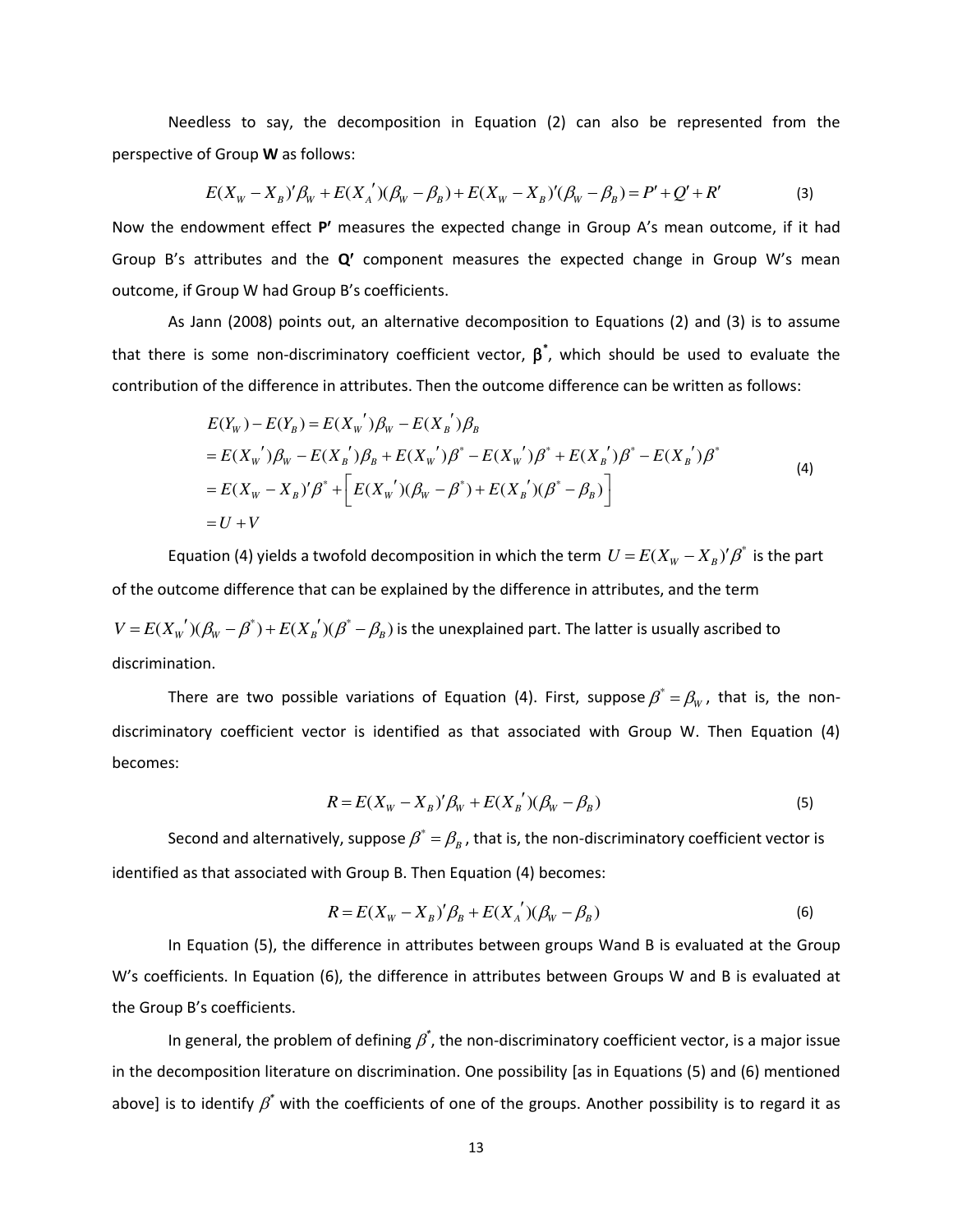Needless to say, the decomposition in Equation (2) can also be represented from the perspective of Group **W** as follows:

$$E(X_W - X_B)'\beta_W + E(X_A{}')(\beta_W - \beta_B) + E(X_W - X_B)'(\beta_W - \beta_B) = P' + Q' + R' \tag{3}$$

Now the endowment effect **P′** measures the expected change in Group A's mean outcome, if it had Group B's attributes and the **Q′** component measures the expected change in Group W's mean outcome, if Group W had Group B's coefficients.

As Jann (2008) points out, an alternative decomposition to Equations (2) and (3) is to assume that there is some non-discriminatory coefficient vector, $\beta^*$, which should be used to evaluate the contribution of the difference in attributes. Then the outcome difference can be written as follows:

$$\begin{aligned}
E(Y_W) - E(Y_B) &= E(X_W{}')\beta_W - E(X_B{}')\beta_B \\
&= E(X_W{}')\beta_W - E(X_B{}')\beta_B + E(X_W{}')\beta^* - E(X_W{}')\beta^* + E(X_B{}')\beta^* - E(X_B{}')\beta^* \\
&= E(X_W - X_B)'\beta^* + \left[ E(X_W{}')(\beta_W - \beta^*) + E(X_B{}')(\beta^* - \beta_B) \right] \\
&= U + V
\end{aligned} \tag{4}$$

Equation (4) yields a twofold decomposition in which the term $U = E(X_W - X_B)'\beta^*$ is the part of the outcome difference that can be explained by the difference in attributes, and the term $V = E(X_W{}')(\beta_W - \beta^*) + E(X_B{}')(\beta^* - \beta_B)$ is the unexplained part. The latter is usually ascribed to discrimination.

There are two possible variations of Equation (4). First, suppose $\beta^* = \beta_W$, that is, the non-discriminatory coefficient vector is identified as that associated with Group W. Then Equation (4) becomes:

$$R = E(X_W - X_B)'\beta_W + E(X_B{}')(\beta_W - \beta_B) \tag{5}$$

Second and alternatively, suppose $\beta^* = \beta_B$, that is, the non-discriminatory coefficient vector is identified as that associated with Group B. Then Equation (4) becomes:

$$R = E(X_W - X_B)'\beta_B + E(X_A{}')(\beta_W - \beta_B) \tag{6}$$

In Equation (5), the difference in attributes between groups Wand B is evaluated at the Group W's coefficients. In Equation (6), the difference in attributes between Groups W and B is evaluated at the Group B's coefficients.

In general, the problem of defining $\beta^*$, the non-discriminatory coefficient vector, is a major issue in the decomposition literature on discrimination. One possibility [as in Equations (5) and (6) mentioned above] is to identify $\beta^*$ with the coefficients of one of the groups. Another possibility is to regard it as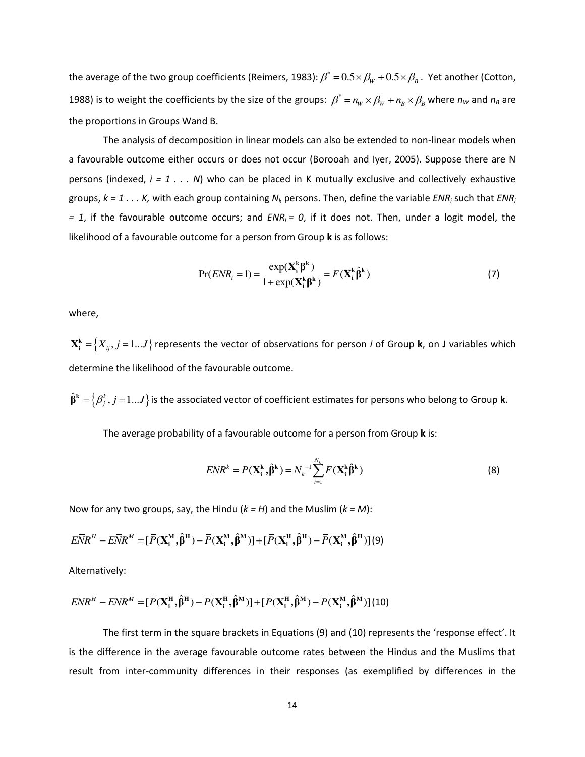the average of the two group coefficients (Reimers, 1983): $\beta^{*} = 0.5 \times \beta_{W} + 0.5 \times \beta_{B}$. Yet another (Cotton, 1988) is to weight the coefficients by the size of the groups: $\beta^{*} = n_{W} \times \beta_{W} + n_{B} \times \beta_{B}$ where $n_W$ and $n_B$ are the proportions in Groups Wand B.

The analysis of decomposition in linear models can also be extended to non-linear models when a favourable outcome either occurs or does not occur (Borooah and Iyer, 2005). Suppose there are N persons (indexed, $i = 1 \ldots N$) who can be placed in K mutually exclusive and collectively exhaustive groups, $k = 1 \ldots K$, with each group containing $N_k$ persons. Then, define the variable $ENR_i$ such that $ENR_i = 1$, if the favourable outcome occurs; and $ENR_i = 0$, if it does not. Then, under a logit model, the likelihood of a favourable outcome for a person from Group **k** is as follows:

$$\Pr(ENR_i = 1) = \frac{\exp(\mathbf{X_i^k \beta^k})}{1 + \exp(\mathbf{X_i^k \beta^k})} = F(\mathbf{X_i^k \hat{\beta}^k}) \tag{7}$$

where,

$\mathbf{X_i^k} = \{X_{ij}, j = 1 \ldots J\}$ represents the vector of observations for person *i* of Group **k**, on **J** variables which determine the likelihood of the favourable outcome.

$\mathbf{\hat{\beta}^k} = \{\beta_j^k, j = 1 \ldots J\}$ is the associated vector of coefficient estimates for persons who belong to Group **k**.

The average probability of a favourable outcome for a person from Group **k** is:

$$E\bar{N}R^k = \bar{P}(\mathbf{X_i^k}, \mathbf{\hat{\beta}^k}) = N_k^{-1} \sum_{i=1}^{N_k} F(\mathbf{X_i^k \hat{\beta}^k}) \tag{8}$$

Now for any two groups, say, the Hindu ($k = H$) and the Muslim ($k = M$):

$$E\bar{N}R^H - E\bar{N}R^M = [\bar{P}(\mathbf{X_i^M}, \mathbf{\hat{\beta}^H}) - \bar{P}(\mathbf{X_i^M}, \mathbf{\hat{\beta}^M})] + [\bar{P}(\mathbf{X_i^H}, \mathbf{\hat{\beta}^H}) - \bar{P}(\mathbf{X_i^M}, \mathbf{\hat{\beta}^H})] \tag{9}$$

Alternatively:

$$E\bar{N}R^H - E\bar{N}R^M = [\bar{P}(\mathbf{X_i^H}, \mathbf{\hat{\beta}^H}) - \bar{P}(\mathbf{X_i^H}, \mathbf{\hat{\beta}^M})] + [\bar{P}(\mathbf{X_i^H}, \mathbf{\hat{\beta}^M}) - \bar{P}(\mathbf{X_i^M}, \mathbf{\hat{\beta}^M})] \tag{10}$$

The first term in the square brackets in Equations (9) and (10) represents the 'response effect'. It is the difference in the average favourable outcome rates between the Hindus and the Muslims that result from inter-community differences in their responses (as exemplified by differences in the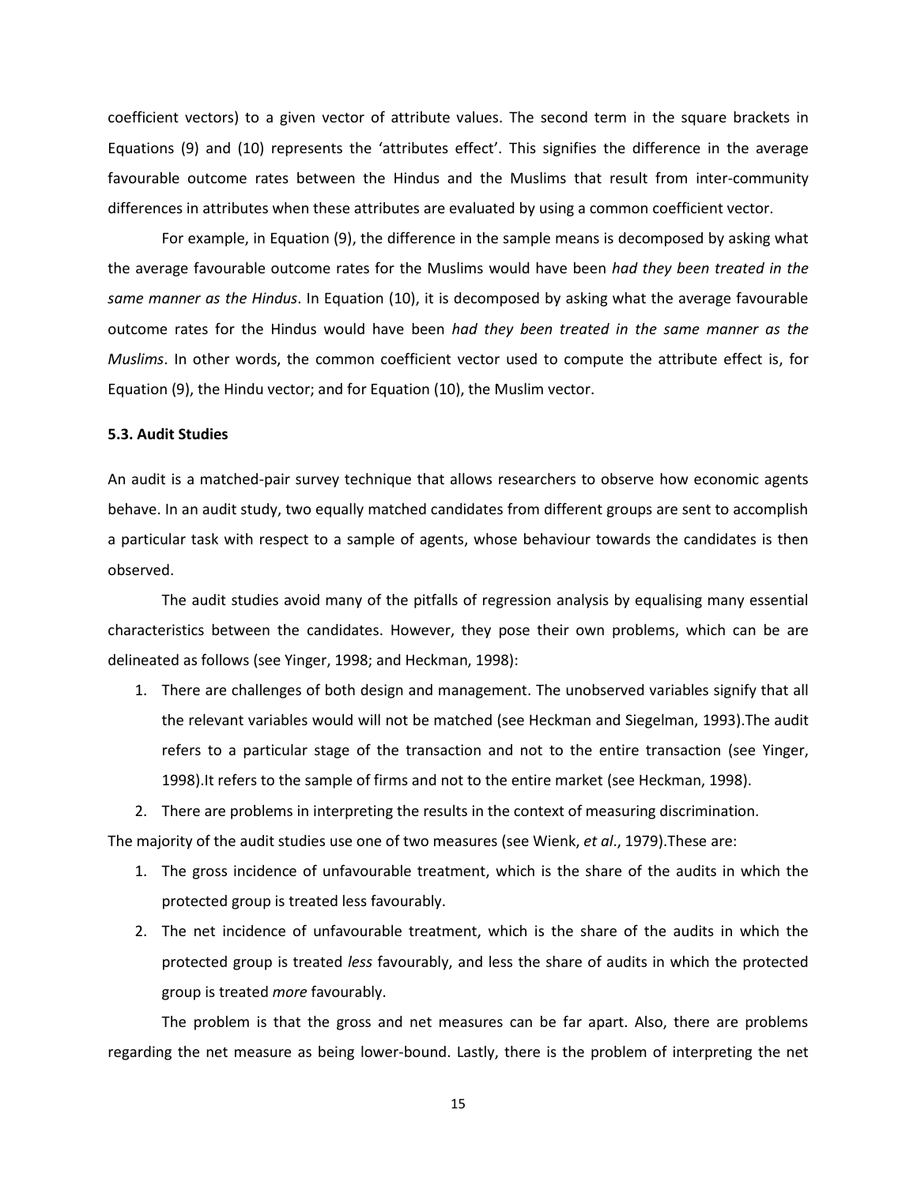coefficient vectors) to a given vector of attribute values. The second term in the square brackets in Equations (9) and (10) represents the 'attributes effect'. This signifies the difference in the average favourable outcome rates between the Hindus and the Muslims that result from inter-community differences in attributes when these attributes are evaluated by using a common coefficient vector.

For example, in Equation (9), the difference in the sample means is decomposed by asking what the average favourable outcome rates for the Muslims would have been *had they been treated in the same manner as the Hindus*. In Equation (10), it is decomposed by asking what the average favourable outcome rates for the Hindus would have been *had they been treated in the same manner as the Muslims*. In other words, the common coefficient vector used to compute the attribute effect is, for Equation (9), the Hindu vector; and for Equation (10), the Muslim vector.

### 5.3. Audit Studies

An audit is a matched-pair survey technique that allows researchers to observe how economic agents behave. In an audit study, two equally matched candidates from different groups are sent to accomplish a particular task with respect to a sample of agents, whose behaviour towards the candidates is then observed.

The audit studies avoid many of the pitfalls of regression analysis by equalising many essential characteristics between the candidates. However, they pose their own problems, which can be are delineated as follows (see Yinger, 1998; and Heckman, 1998):

1. There are challenges of both design and management. The unobserved variables signify that all the relevant variables would will not be matched (see Heckman and Siegelman, 1993).The audit refers to a particular stage of the transaction and not to the entire transaction (see Yinger, 1998).It refers to the sample of firms and not to the entire market (see Heckman, 1998).
2. There are problems in interpreting the results in the context of measuring discrimination.

The majority of the audit studies use one of two measures (see Wienk, *et al*., 1979).These are:

1. The gross incidence of unfavourable treatment, which is the share of the audits in which the protected group is treated less favourably.
2. The net incidence of unfavourable treatment, which is the share of the audits in which the protected group is treated *less* favourably, and less the share of audits in which the protected group is treated *more* favourably.

The problem is that the gross and net measures can be far apart. Also, there are problems regarding the net measure as being lower-bound. Lastly, there is the problem of interpreting the net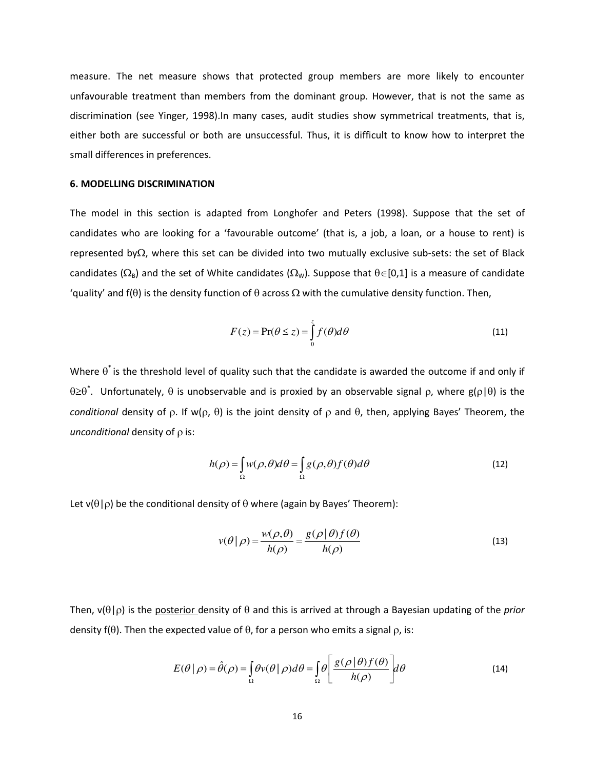measure. The net measure shows that protected group members are more likely to encounter unfavourable treatment than members from the dominant group. However, that is not the same as discrimination (see Yinger, 1998).In many cases, audit studies show symmetrical treatments, that is, either both are successful or both are unsuccessful. Thus, it is difficult to know how to interpret the small differences in preferences.

### 6. MODELLING DISCRIMINATION

The model in this section is adapted from Longhofer and Peters (1998). Suppose that the set of candidates who are looking for a 'favourable outcome' (that is, a job, a loan, or a house to rent) is represented by$\Omega$, where this set can be divided into two mutually exclusive sub-sets: the set of Black candidates ($\Omega_B$) and the set of White candidates ($\Omega_W$). Suppose that $\theta \in [0,1]$ is a measure of candidate 'quality' and $f(\theta)$ is the density function of $\theta$ across $\Omega$ with the cumulative density function. Then,

$$F(z) = \Pr(\theta \leq z) = \int_0^z f(\theta)d\theta \tag{11}$$

Where $\theta^*$ is the threshold level of quality such that the candidate is awarded the outcome if and only if $\theta \geq \theta^*$. Unfortunately, $\theta$ is unobservable and is proxied by an observable signal $\rho$, where $g(\rho|\theta)$ is the *conditional* density of $\rho$. If $w(\rho, \theta)$ is the joint density of $\rho$ and $\theta$, then, applying Bayes' Theorem, the *unconditional* density of $\rho$ is:

$$h(\rho) = \int_\Omega w(\rho,\theta)d\theta = \int_\Omega g(\rho,\theta)f(\theta)d\theta \tag{12}$$

Let $v(\theta|\rho)$ be the conditional density of $\theta$ where (again by Bayes' Theorem):

$$v(\theta | \rho) = \frac{w(\rho,\theta)}{h(\rho)} = \frac{g(\rho | \theta)f(\theta)}{h(\rho)} \tag{13}$$

Then, $v(\theta|\rho)$ is the posterior density of $\theta$ and this is arrived at through a Bayesian updating of the *prior* density $f(\theta)$. Then the expected value of $\theta$, for a person who emits a signal $\rho$, is:

$$E(\theta | \rho) = \hat{\theta}(\rho) = \int_\Omega \theta v(\theta | \rho)d\theta = \int_\Omega \theta \left[ \frac{g(\rho | \theta)f(\theta)}{h(\rho)} \right] d\theta \tag{14}$$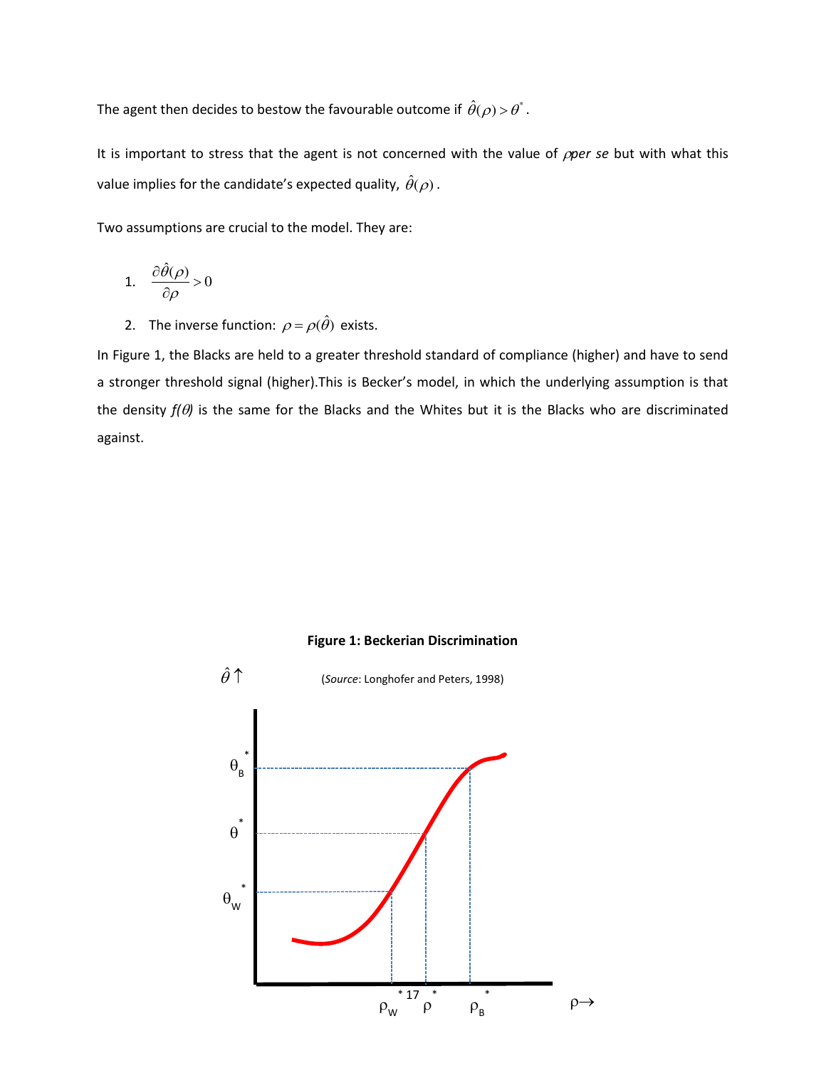The agent then decides to bestow the favourable outcome if $\hat{\theta}(\rho) > \theta^*$.

It is important to stress that the agent is not concerned with the value of $\rho$ *per se* but with what this value implies for the candidate's expected quality, $\hat{\theta}(\rho)$.

Two assumptions are crucial to the model. They are:

1. $\dfrac{\partial \hat{\theta}(\rho)}{\partial \rho} > 0$
2. The inverse function: $\rho = \rho(\hat{\theta})$ exists.

In Figure 1, the Blacks are held to a greater threshold standard of compliance (higher) and have to send a stronger threshold signal (higher).This is Becker's model, in which the underlying assumption is that the density *f(θ)* is the same for the Blacks and the Whites but it is the Blacks who are discriminated against.

**Figure 1: Beckerian Discrimination**

(*Source*: Longhofer and Peters, 1998)

$\hat{\theta}\uparrow$

$\theta_B^*$

$\theta^*$

$\theta_W^*$

$\rho_W^*$ $\rho^*$ $\rho_B^*$ $\rho\rightarrow$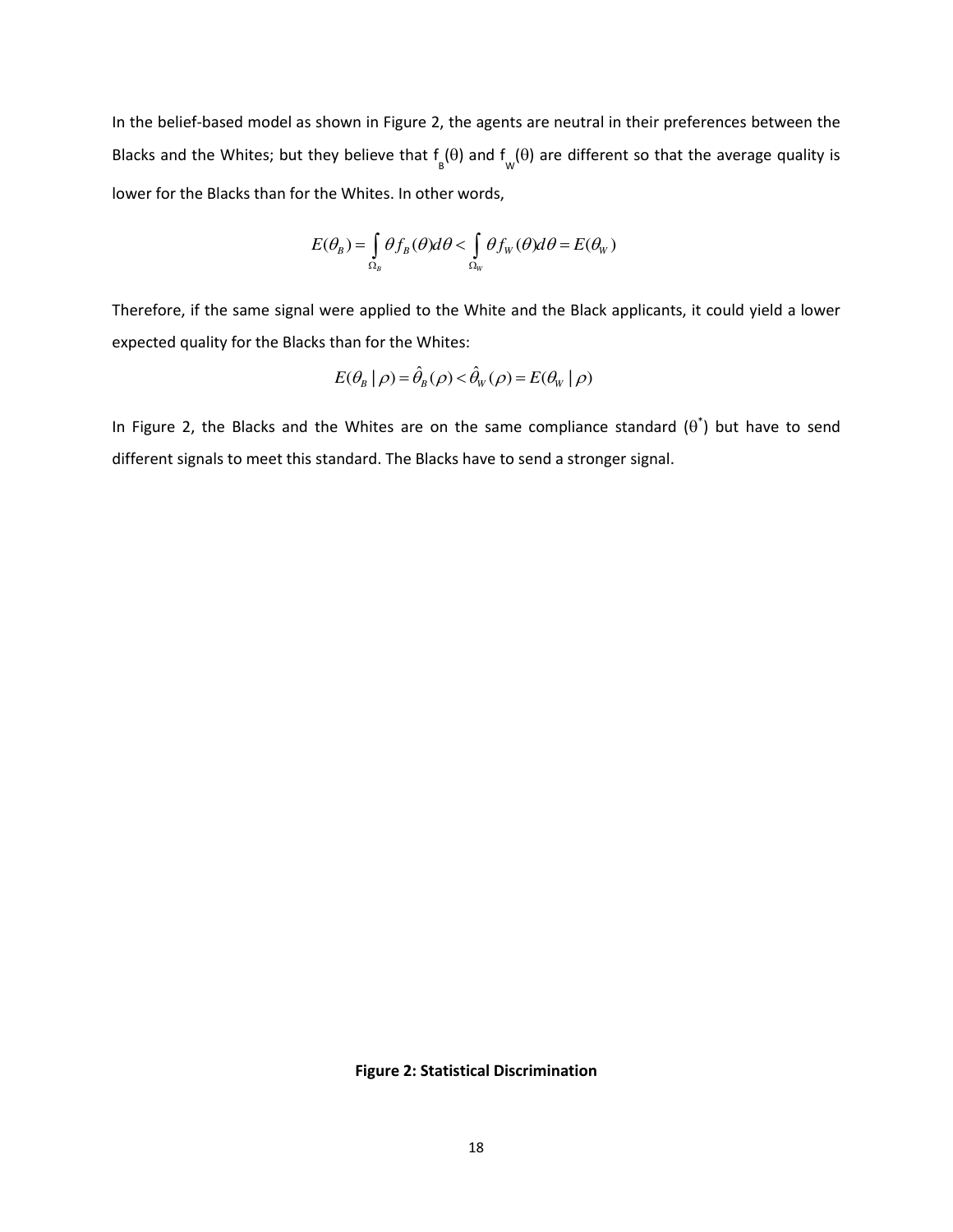In the belief-based model as shown in Figure 2, the agents are neutral in their preferences between the Blacks and the Whites; but they believe that $f_B(\theta)$ and $f_W(\theta)$ are different so that the average quality is lower for the Blacks than for the Whites. In other words,

$$E(\theta_B) = \int_{\Omega_B} \theta f_B(\theta) d\theta < \int_{\Omega_W} \theta f_W(\theta) d\theta = E(\theta_W)$$

Therefore, if the same signal were applied to the White and the Black applicants, it could yield a lower expected quality for the Blacks than for the Whites:

$$E(\theta_B \mid \rho) = \hat{\theta}_B(\rho) < \hat{\theta}_W(\rho) = E(\theta_W \mid \rho)$$

In Figure 2, the Blacks and the Whites are on the same compliance standard ($\theta^*$) but have to send different signals to meet this standard. The Blacks have to send a stronger signal.

**Figure 2: Statistical Discrimination**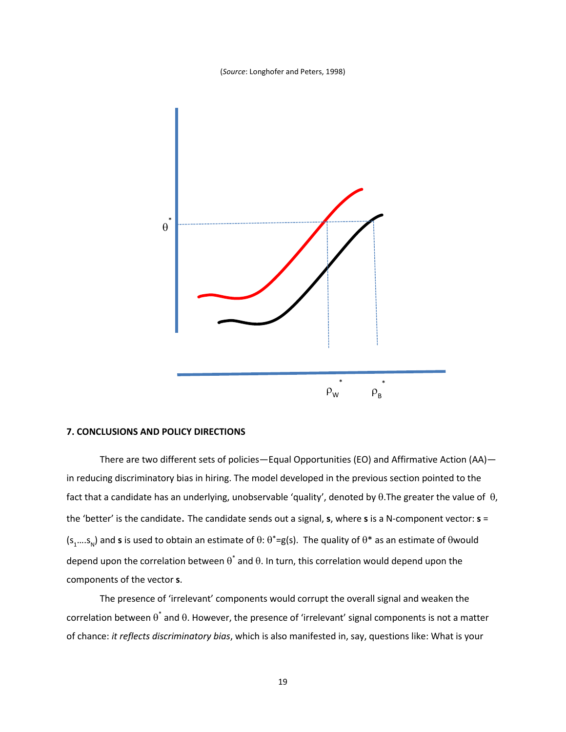(*Source*: Longhofer and Peters, 1998)

$\theta^*$

$\rho_W^*$ $\rho_B^*$

## 7. CONCLUSIONS AND POLICY DIRECTIONS

There are two different sets of policies—Equal Opportunities (EO) and Affirmative Action (AA)—in reducing discriminatory bias in hiring. The model developed in the previous section pointed to the fact that a candidate has an underlying, unobservable 'quality', denoted by $\theta$.The greater the value of $\theta$, the 'better' is the candidate**.** The candidate sends out a signal, **s**, where **s** is a N-component vector: **s** = $(s_1....s_N)$ and **s** is used to obtain an estimate of $\theta$: $\theta^*=g(s)$. The quality of $\theta^*$ as an estimate of $\theta$would depend upon the correlation between $\theta^*$ and $\theta$. In turn, this correlation would depend upon the components of the vector **s**.

The presence of 'irrelevant' components would corrupt the overall signal and weaken the correlation between $\theta^*$ and $\theta$. However, the presence of 'irrelevant' signal components is not a matter of chance: *it reflects discriminatory bias*, which is also manifested in, say, questions like: What is your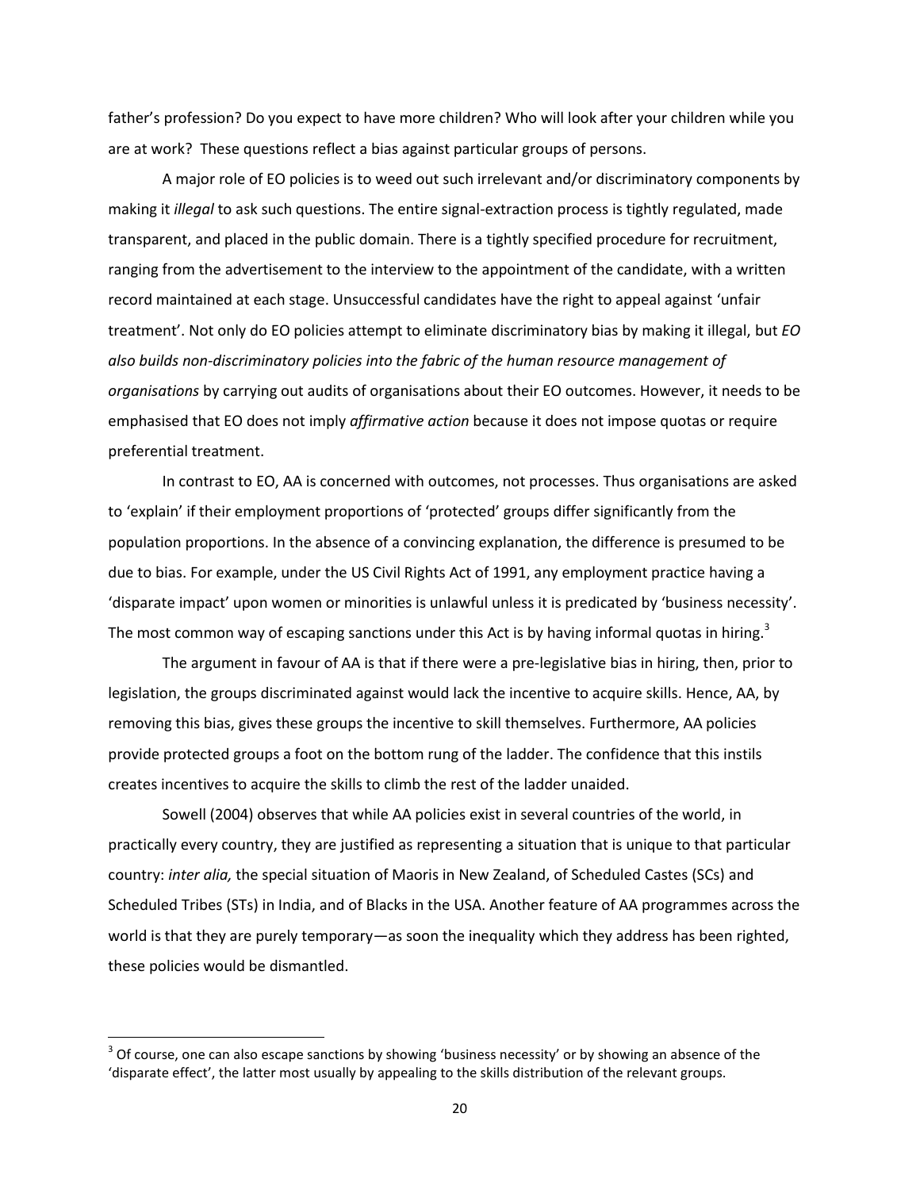father's profession? Do you expect to have more children? Who will look after your children while you are at work? These questions reflect a bias against particular groups of persons.

A major role of EO policies is to weed out such irrelevant and/or discriminatory components by making it *illegal* to ask such questions. The entire signal-extraction process is tightly regulated, made transparent, and placed in the public domain. There is a tightly specified procedure for recruitment, ranging from the advertisement to the interview to the appointment of the candidate, with a written record maintained at each stage. Unsuccessful candidates have the right to appeal against 'unfair treatment'. Not only do EO policies attempt to eliminate discriminatory bias by making it illegal, but *EO also builds non-discriminatory policies into the fabric of the human resource management of organisations* by carrying out audits of organisations about their EO outcomes. However, it needs to be emphasised that EO does not imply *affirmative action* because it does not impose quotas or require preferential treatment.

In contrast to EO, AA is concerned with outcomes, not processes. Thus organisations are asked to 'explain' if their employment proportions of 'protected' groups differ significantly from the population proportions. In the absence of a convincing explanation, the difference is presumed to be due to bias. For example, under the US Civil Rights Act of 1991, any employment practice having a 'disparate impact' upon women or minorities is unlawful unless it is predicated by 'business necessity'. The most common way of escaping sanctions under this Act is by having informal quotas in hiring.[3]

The argument in favour of AA is that if there were a pre-legislative bias in hiring, then, prior to legislation, the groups discriminated against would lack the incentive to acquire skills. Hence, AA, by removing this bias, gives these groups the incentive to skill themselves. Furthermore, AA policies provide protected groups a foot on the bottom rung of the ladder. The confidence that this instils creates incentives to acquire the skills to climb the rest of the ladder unaided.

Sowell (2004) observes that while AA policies exist in several countries of the world, in practically every country, they are justified as representing a situation that is unique to that particular country: *inter alia,* the special situation of Maoris in New Zealand, of Scheduled Castes (SCs) and Scheduled Tribes (STs) in India, and of Blacks in the USA. Another feature of AA programmes across the world is that they are purely temporary—as soon the inequality which they address has been righted, these policies would be dismantled.

[3] Of course, one can also escape sanctions by showing 'business necessity' or by showing an absence of the 'disparate effect', the latter most usually by appealing to the skills distribution of the relevant groups.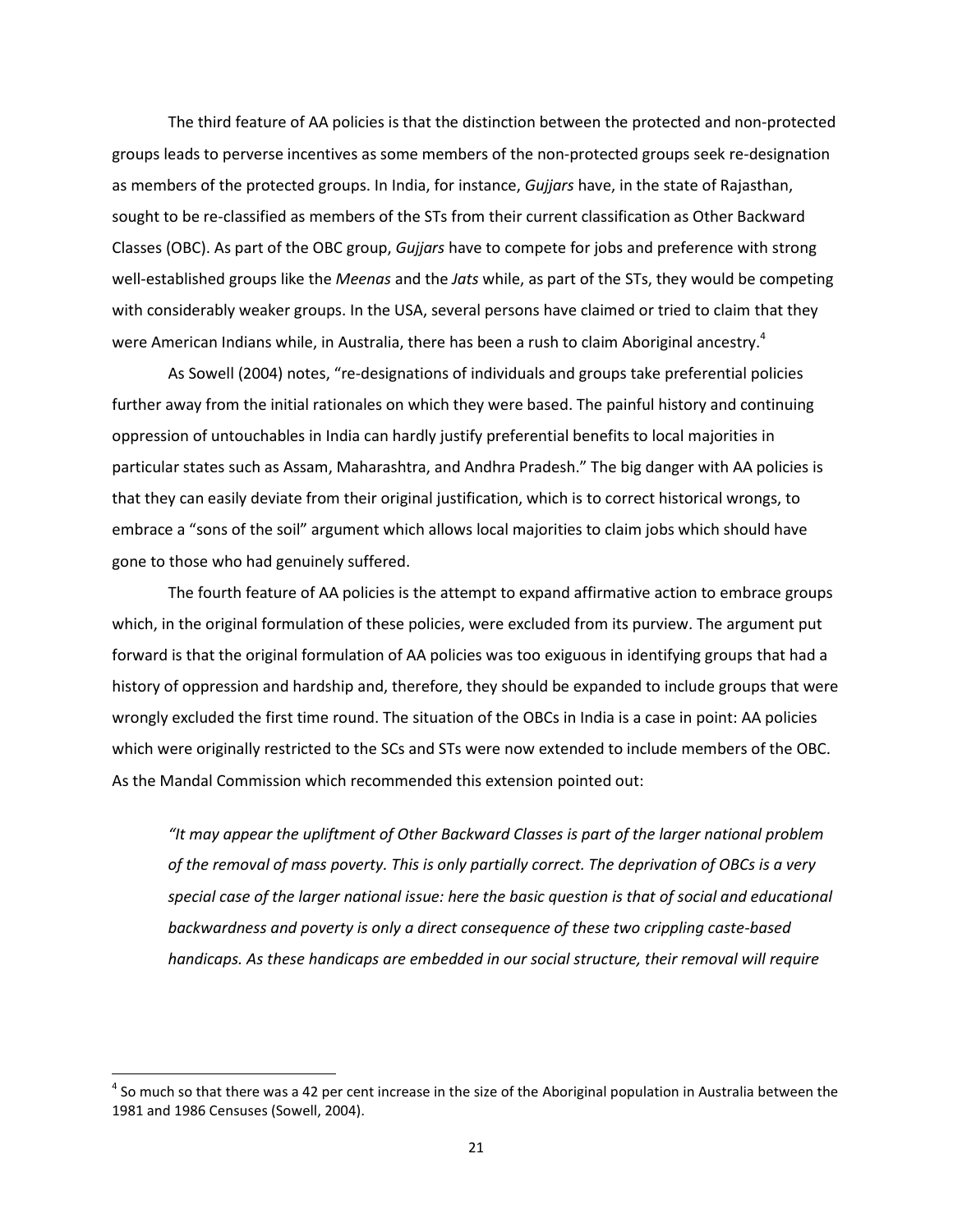The third feature of AA policies is that the distinction between the protected and non-protected groups leads to perverse incentives as some members of the non-protected groups seek re-designation as members of the protected groups. In India, for instance, *Gujjars* have, in the state of Rajasthan, sought to be re-classified as members of the STs from their current classification as Other Backward Classes (OBC). As part of the OBC group, *Gujjars* have to compete for jobs and preference with strong well-established groups like the *Meenas* and the *Jats* while, as part of the STs, they would be competing with considerably weaker groups. In the USA, several persons have claimed or tried to claim that they were American Indians while, in Australia, there has been a rush to claim Aboriginal ancestry.[4]

As Sowell (2004) notes, "re-designations of individuals and groups take preferential policies further away from the initial rationales on which they were based. The painful history and continuing oppression of untouchables in India can hardly justify preferential benefits to local majorities in particular states such as Assam, Maharashtra, and Andhra Pradesh." The big danger with AA policies is that they can easily deviate from their original justification, which is to correct historical wrongs, to embrace a "sons of the soil" argument which allows local majorities to claim jobs which should have gone to those who had genuinely suffered.

The fourth feature of AA policies is the attempt to expand affirmative action to embrace groups which, in the original formulation of these policies, were excluded from its purview. The argument put forward is that the original formulation of AA policies was too exiguous in identifying groups that had a history of oppression and hardship and, therefore, they should be expanded to include groups that were wrongly excluded the first time round. The situation of the OBCs in India is a case in point: AA policies which were originally restricted to the SCs and STs were now extended to include members of the OBC. As the Mandal Commission which recommended this extension pointed out:

> *"It may appear the upliftment of Other Backward Classes is part of the larger national problem of the removal of mass poverty. This is only partially correct. The deprivation of OBCs is a very special case of the larger national issue: here the basic question is that of social and educational backwardness and poverty is only a direct consequence of these two crippling caste-based handicaps. As these handicaps are embedded in our social structure, their removal will require*

[4] So much so that there was a 42 per cent increase in the size of the Aboriginal population in Australia between the 1981 and 1986 Censuses (Sowell, 2004).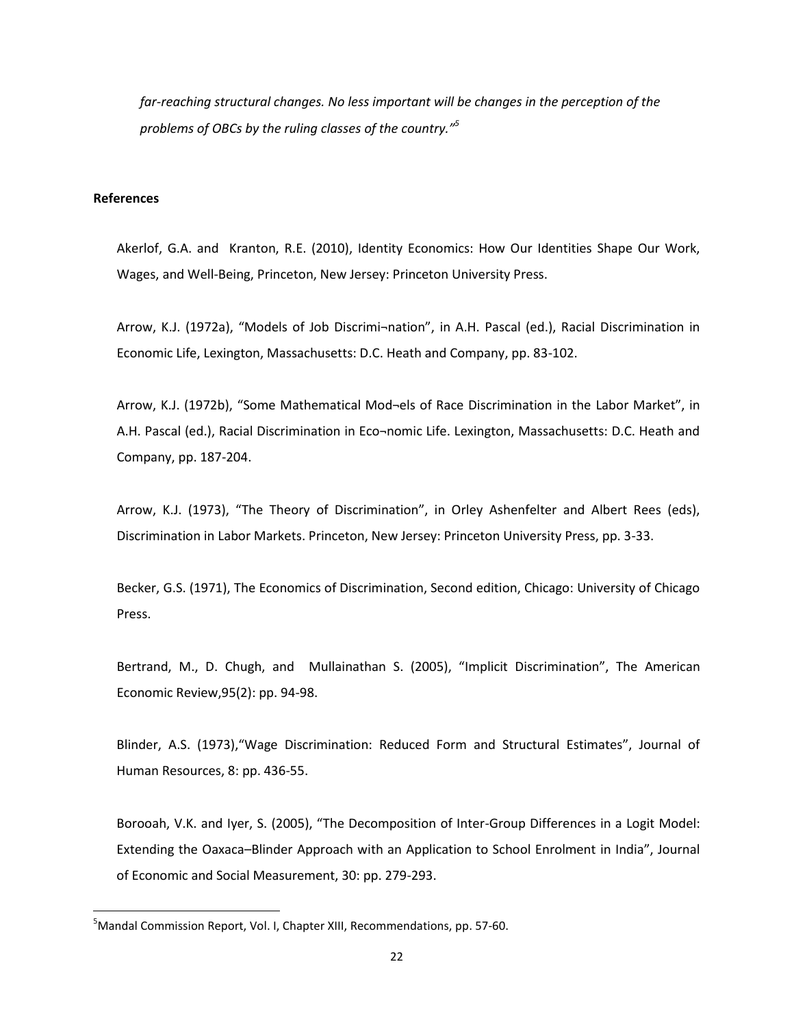*far-reaching structural changes. No less important will be changes in the perception of the problems of OBCs by the ruling classes of the country."*[5]

**References**

Akerlof, G.A. and Kranton, R.E. (2010), Identity Economics: How Our Identities Shape Our Work, Wages, and Well-Being, Princeton, New Jersey: Princeton University Press.

Arrow, K.J. (1972a), "Models of Job Discrimi¬nation", in A.H. Pascal (ed.), Racial Discrimination in Economic Life, Lexington, Massachusetts: D.C. Heath and Company, pp. 83-102.

Arrow, K.J. (1972b), "Some Mathematical Mod¬els of Race Discrimination in the Labor Market", in A.H. Pascal (ed.), Racial Discrimination in Eco¬nomic Life. Lexington, Massachusetts: D.C. Heath and Company, pp. 187-204.

Arrow, K.J. (1973), "The Theory of Discrimination", in Orley Ashenfelter and Albert Rees (eds), Discrimination in Labor Markets. Princeton, New Jersey: Princeton University Press, pp. 3-33.

Becker, G.S. (1971), The Economics of Discrimination, Second edition, Chicago: University of Chicago Press.

Bertrand, M., D. Chugh, and Mullainathan S. (2005), "Implicit Discrimination", The American Economic Review,95(2): pp. 94-98.

Blinder, A.S. (1973),"Wage Discrimination: Reduced Form and Structural Estimates", Journal of Human Resources, 8: pp. 436-55.

Borooah, V.K. and Iyer, S. (2005), "The Decomposition of Inter-Group Differences in a Logit Model: Extending the Oaxaca–Blinder Approach with an Application to School Enrolment in India", Journal of Economic and Social Measurement, 30: pp. 279-293.

[5] Mandal Commission Report, Vol. I, Chapter XIII, Recommendations, pp. 57-60.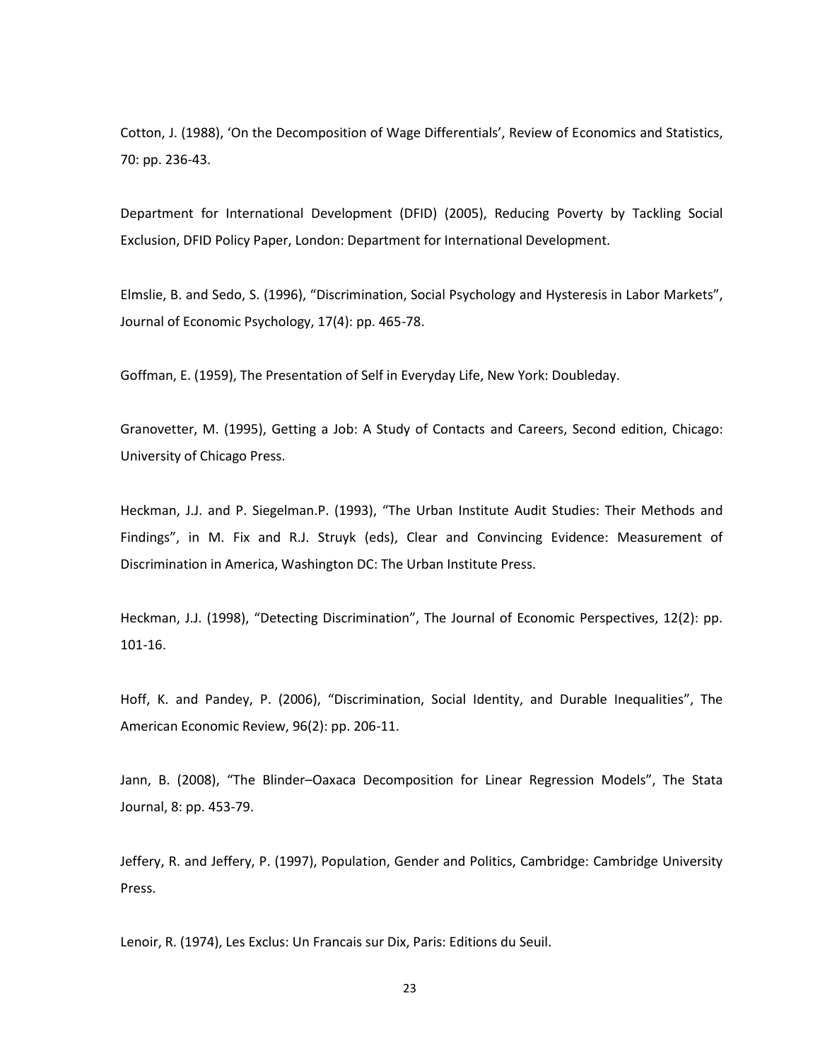Cotton, J. (1988), 'On the Decomposition of Wage Differentials', Review of Economics and Statistics, 70: pp. 236-43.

Department for International Development (DFID) (2005), Reducing Poverty by Tackling Social Exclusion, DFID Policy Paper, London: Department for International Development.

Elmslie, B. and Sedo, S. (1996), "Discrimination, Social Psychology and Hysteresis in Labor Markets", Journal of Economic Psychology, 17(4): pp. 465-78.

Goffman, E. (1959), The Presentation of Self in Everyday Life, New York: Doubleday.

Granovetter, M. (1995), Getting a Job: A Study of Contacts and Careers, Second edition, Chicago: University of Chicago Press.

Heckman, J.J. and P. Siegelman.P. (1993), "The Urban Institute Audit Studies: Their Methods and Findings", in M. Fix and R.J. Struyk (eds), Clear and Convincing Evidence: Measurement of Discrimination in America, Washington DC: The Urban Institute Press.

Heckman, J.J. (1998), "Detecting Discrimination", The Journal of Economic Perspectives, 12(2): pp. 101-16.

Hoff, K. and Pandey, P. (2006), "Discrimination, Social Identity, and Durable Inequalities", The American Economic Review, 96(2): pp. 206-11.

Jann, B. (2008), "The Blinder–Oaxaca Decomposition for Linear Regression Models", The Stata Journal, 8: pp. 453-79.

Jeffery, R. and Jeffery, P. (1997), Population, Gender and Politics, Cambridge: Cambridge University Press.

Lenoir, R. (1974), Les Exclus: Un Francais sur Dix, Paris: Editions du Seuil.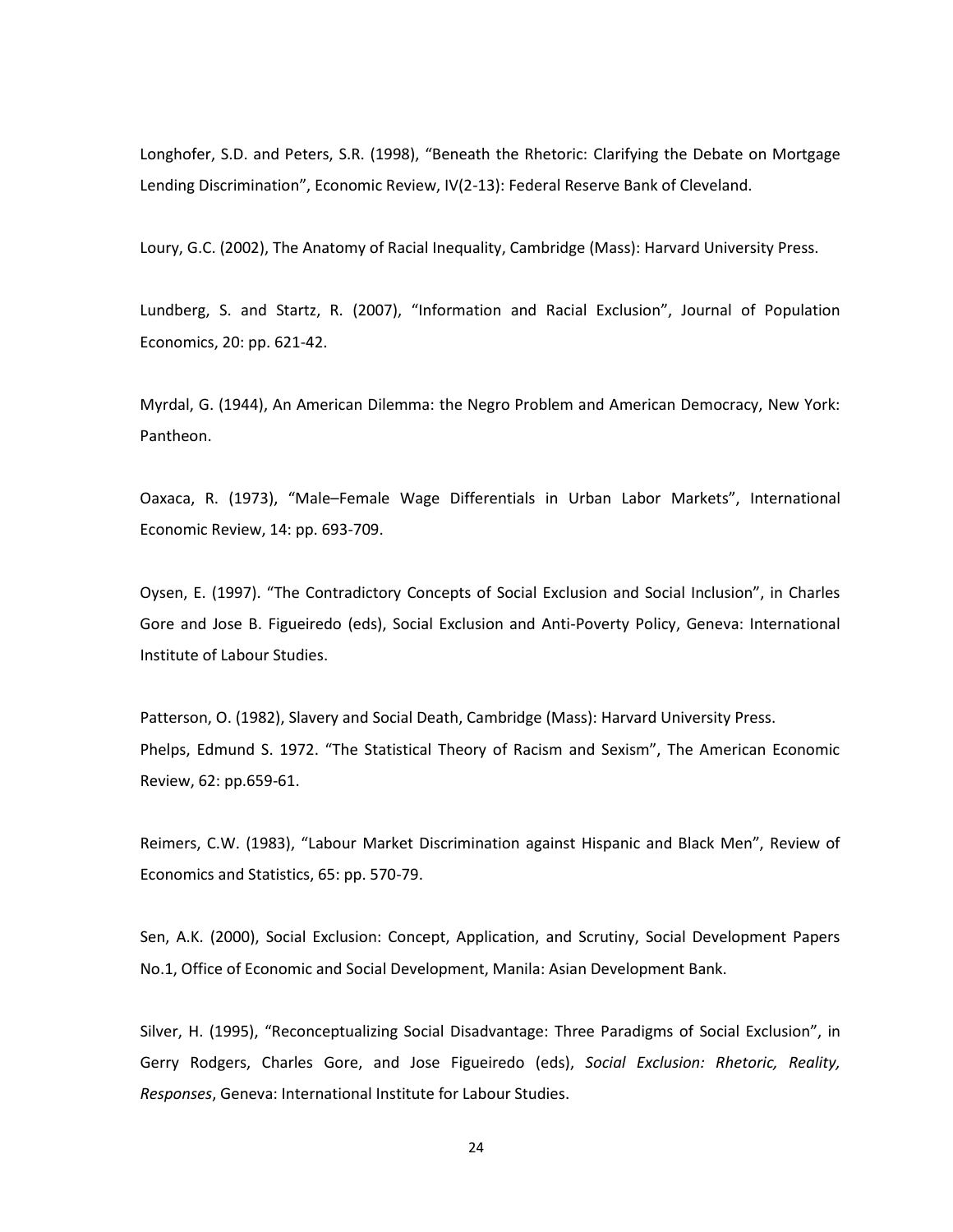Longhofer, S.D. and Peters, S.R. (1998), "Beneath the Rhetoric: Clarifying the Debate on Mortgage Lending Discrimination", Economic Review, IV(2-13): Federal Reserve Bank of Cleveland.

Loury, G.C. (2002), The Anatomy of Racial Inequality, Cambridge (Mass): Harvard University Press.

Lundberg, S. and Startz, R. (2007), "Information and Racial Exclusion", Journal of Population Economics, 20: pp. 621-42.

Myrdal, G. (1944), An American Dilemma: the Negro Problem and American Democracy, New York: Pantheon.

Oaxaca, R. (1973), "Male–Female Wage Differentials in Urban Labor Markets", International Economic Review, 14: pp. 693-709.

Oysen, E. (1997). "The Contradictory Concepts of Social Exclusion and Social Inclusion", in Charles Gore and Jose B. Figueiredo (eds), Social Exclusion and Anti-Poverty Policy, Geneva: International Institute of Labour Studies.

Patterson, O. (1982), Slavery and Social Death, Cambridge (Mass): Harvard University Press.

Phelps, Edmund S. 1972. "The Statistical Theory of Racism and Sexism", The American Economic Review, 62: pp.659-61.

Reimers, C.W. (1983), "Labour Market Discrimination against Hispanic and Black Men", Review of Economics and Statistics, 65: pp. 570-79.

Sen, A.K. (2000), Social Exclusion: Concept, Application, and Scrutiny, Social Development Papers No.1, Office of Economic and Social Development, Manila: Asian Development Bank.

Silver, H. (1995), "Reconceptualizing Social Disadvantage: Three Paradigms of Social Exclusion", in Gerry Rodgers, Charles Gore, and Jose Figueiredo (eds), *Social Exclusion: Rhetoric, Reality, Responses*, Geneva: International Institute for Labour Studies.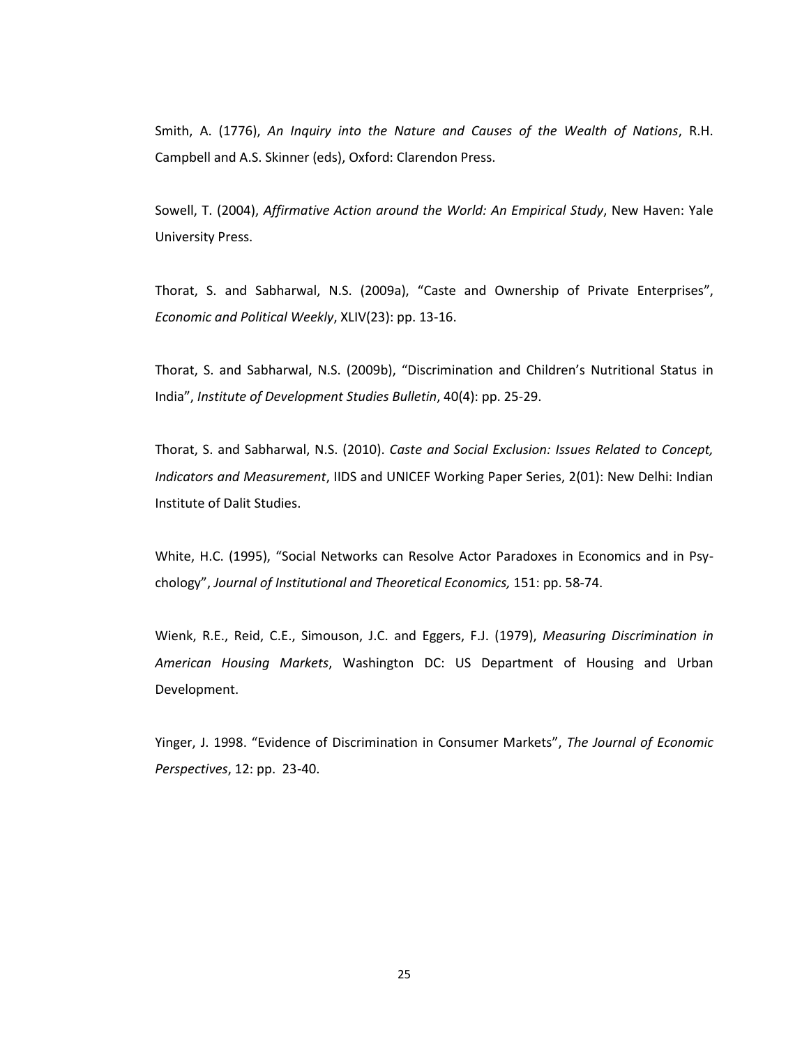Smith, A. (1776), *An Inquiry into the Nature and Causes of the Wealth of Nations*, R.H. Campbell and A.S. Skinner (eds), Oxford: Clarendon Press.

Sowell, T. (2004), *Affirmative Action around the World: An Empirical Study*, New Haven: Yale University Press.

Thorat, S. and Sabharwal, N.S. (2009a), "Caste and Ownership of Private Enterprises", *Economic and Political Weekly*, XLIV(23): pp. 13-16.

Thorat, S. and Sabharwal, N.S. (2009b), "Discrimination and Children's Nutritional Status in India", *Institute of Development Studies Bulletin*, 40(4): pp. 25-29.

Thorat, S. and Sabharwal, N.S. (2010). *Caste and Social Exclusion: Issues Related to Concept, Indicators and Measurement*, IIDS and UNICEF Working Paper Series, 2(01): New Delhi: Indian Institute of Dalit Studies.

White, H.C. (1995), "Social Networks can Resolve Actor Paradoxes in Economics and in Psychology", *Journal of Institutional and Theoretical Economics,* 151: pp. 58-74.

Wienk, R.E., Reid, C.E., Simouson, J.C. and Eggers, F.J. (1979), *Measuring Discrimination in American Housing Markets*, Washington DC: US Department of Housing and Urban Development.

Yinger, J. 1998. "Evidence of Discrimination in Consumer Markets", *The Journal of Economic Perspectives*, 12: pp. 23-40.